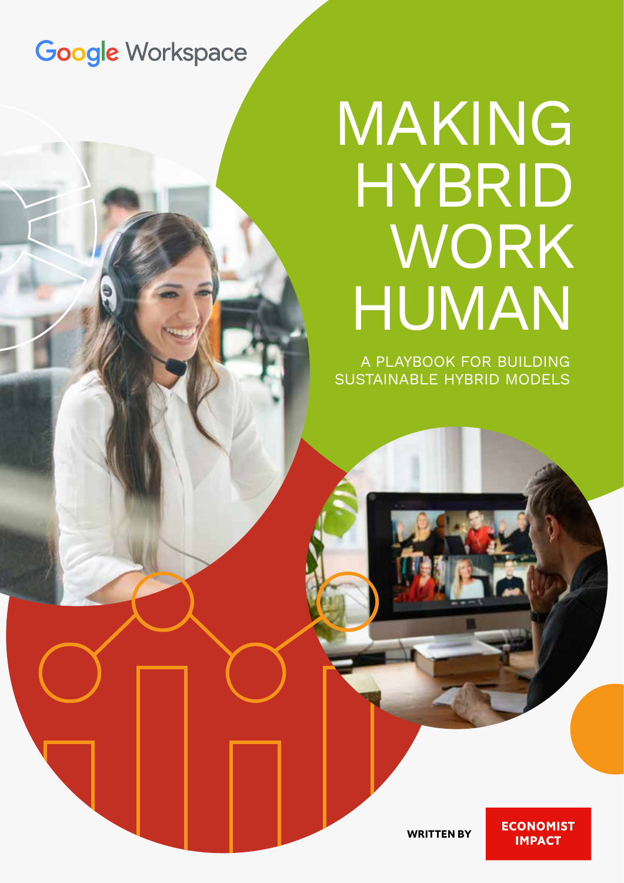Google Workspace

# MAKING HYBRID WORK HUMAN

## A PLAYBOOK FOR BUILDING SUSTAINABLE HYBRID MODELS

**WRITTEN BY** **ECONOMIST IMPACT**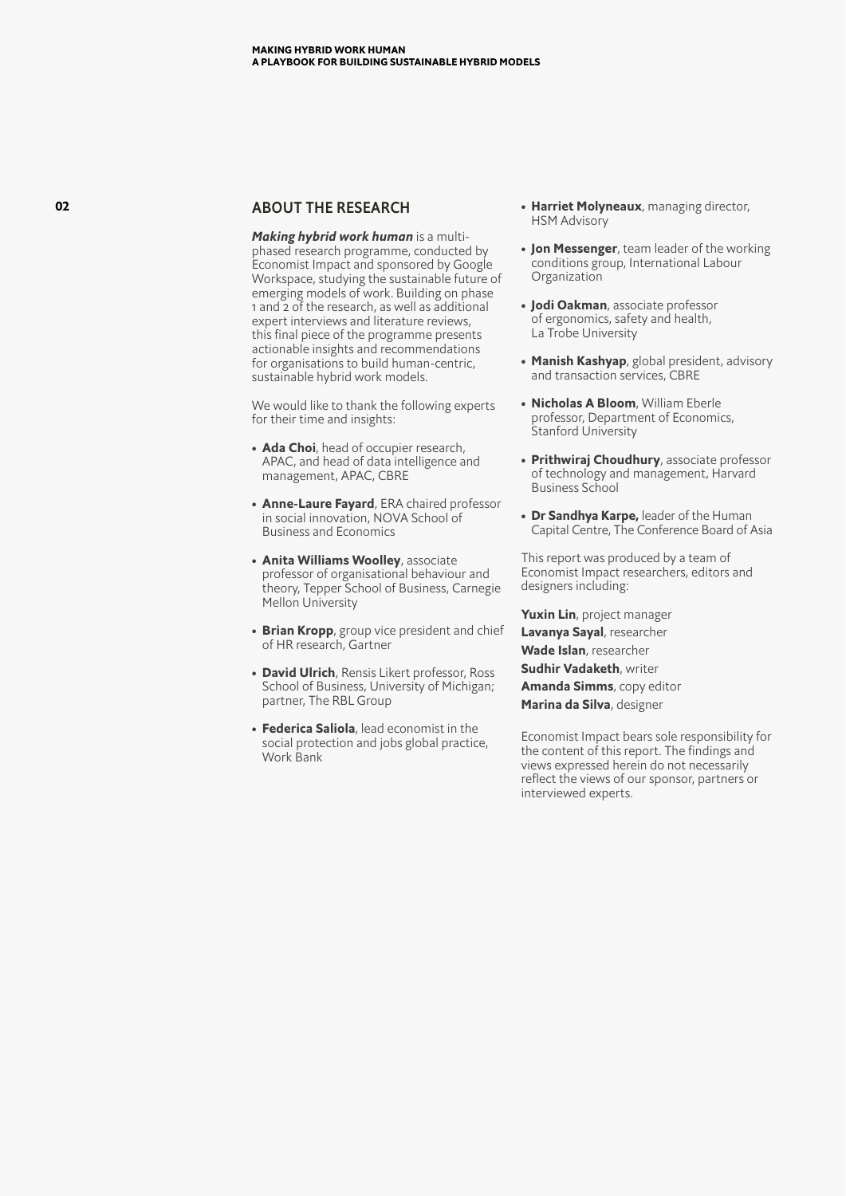## ABOUT THE RESEARCH

***Making hybrid work human*** is a multi-phased research programme, conducted by Economist Impact and sponsored by Google Workspace, studying the sustainable future of emerging models of work. Building on phase 1 and 2 of the research, as well as additional expert interviews and literature reviews, this final piece of the programme presents actionable insights and recommendations for organisations to build human-centric, sustainable hybrid work models.

We would like to thank the following experts for their time and insights:

- **Ada Choi**, head of occupier research, APAC, and head of data intelligence and management, APAC, CBRE
- **Anne-Laure Fayard**, ERA chaired professor in social innovation, NOVA School of Business and Economics
- **Anita Williams Woolley**, associate professor of organisational behaviour and theory, Tepper School of Business, Carnegie Mellon University
- **Brian Kropp**, group vice president and chief of HR research, Gartner
- **David Ulrich**, Rensis Likert professor, Ross School of Business, University of Michigan; partner, The RBL Group
- **Federica Saliola**, lead economist in the social protection and jobs global practice, Work Bank
- **Harriet Molyneaux**, managing director, HSM Advisory
- **Jon Messenger**, team leader of the working conditions group, International Labour Organization
- **Jodi Oakman**, associate professor of ergonomics, safety and health, La Trobe University
- **Manish Kashyap**, global president, advisory and transaction services, CBRE
- **Nicholas A Bloom**, William Eberle professor, Department of Economics, Stanford University
- **Prithwiraj Choudhury**, associate professor of technology and management, Harvard Business School
- **Dr Sandhya Karpe,** leader of the Human Capital Centre, The Conference Board of Asia

This report was produced by a team of Economist Impact researchers, editors and designers including:

**Yuxin Lin**, project manager  
**Lavanya Sayal**, researcher  
**Wade Islan**, researcher  
**Sudhir Vadaketh**, writer  
**Amanda Simms**, copy editor  
**Marina da Silva**, designer

Economist Impact bears sole responsibility for the content of this report. The findings and views expressed herein do not necessarily reflect the views of our sponsor, partners or interviewed experts.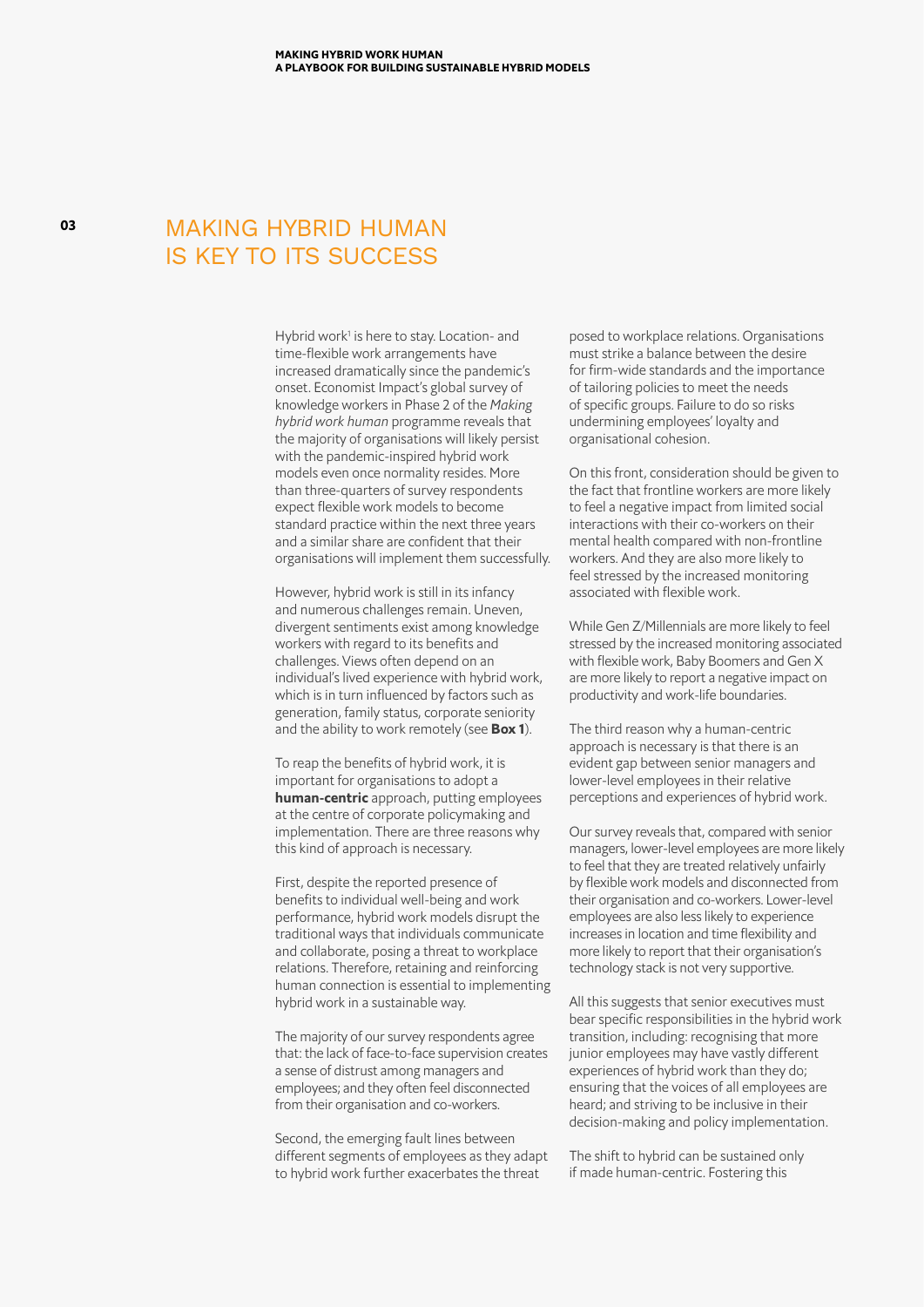# MAKING HYBRID HUMAN IS KEY TO ITS SUCCESS

Hybrid work[1] is here to stay. Location- and time-flexible work arrangements have increased dramatically since the pandemic's onset. Economist Impact's global survey of knowledge workers in Phase 2 of the *Making hybrid work human* programme reveals that the majority of organisations will likely persist with the pandemic-inspired hybrid work models even once normality resides. More than three-quarters of survey respondents expect flexible work models to become standard practice within the next three years and a similar share are confident that their organisations will implement them successfully.

However, hybrid work is still in its infancy and numerous challenges remain. Uneven, divergent sentiments exist among knowledge workers with regard to its benefits and challenges. Views often depend on an individual's lived experience with hybrid work, which is in turn influenced by factors such as generation, family status, corporate seniority and the ability to work remotely (see **Box 1**).

To reap the benefits of hybrid work, it is important for organisations to adopt a **human-centric** approach, putting employees at the centre of corporate policymaking and implementation. There are three reasons why this kind of approach is necessary.

First, despite the reported presence of benefits to individual well-being and work performance, hybrid work models disrupt the traditional ways that individuals communicate and collaborate, posing a threat to workplace relations. Therefore, retaining and reinforcing human connection is essential to implementing hybrid work in a sustainable way.

The majority of our survey respondents agree that: the lack of face-to-face supervision creates a sense of distrust among managers and employees; and they often feel disconnected from their organisation and co-workers.

Second, the emerging fault lines between different segments of employees as they adapt to hybrid work further exacerbates the threat posed to workplace relations. Organisations must strike a balance between the desire for firm-wide standards and the importance of tailoring policies to meet the needs of specific groups. Failure to do so risks undermining employees' loyalty and organisational cohesion.

On this front, consideration should be given to the fact that frontline workers are more likely to feel a negative impact from limited social interactions with their co-workers on their mental health compared with non-frontline workers. And they are also more likely to feel stressed by the increased monitoring associated with flexible work.

While Gen Z/Millennials are more likely to feel stressed by the increased monitoring associated with flexible work, Baby Boomers and Gen X are more likely to report a negative impact on productivity and work-life boundaries.

The third reason why a human-centric approach is necessary is that there is an evident gap between senior managers and lower-level employees in their relative perceptions and experiences of hybrid work.

Our survey reveals that, compared with senior managers, lower-level employees are more likely to feel that they are treated relatively unfairly by flexible work models and disconnected from their organisation and co-workers. Lower-level employees are also less likely to experience increases in location and time flexibility and more likely to report that their organisation's technology stack is not very supportive.

All this suggests that senior executives must bear specific responsibilities in the hybrid work transition, including: recognising that more junior employees may have vastly different experiences of hybrid work than they do; ensuring that the voices of all employees are heard; and striving to be inclusive in their decision-making and policy implementation.

The shift to hybrid can be sustained only if made human-centric. Fostering this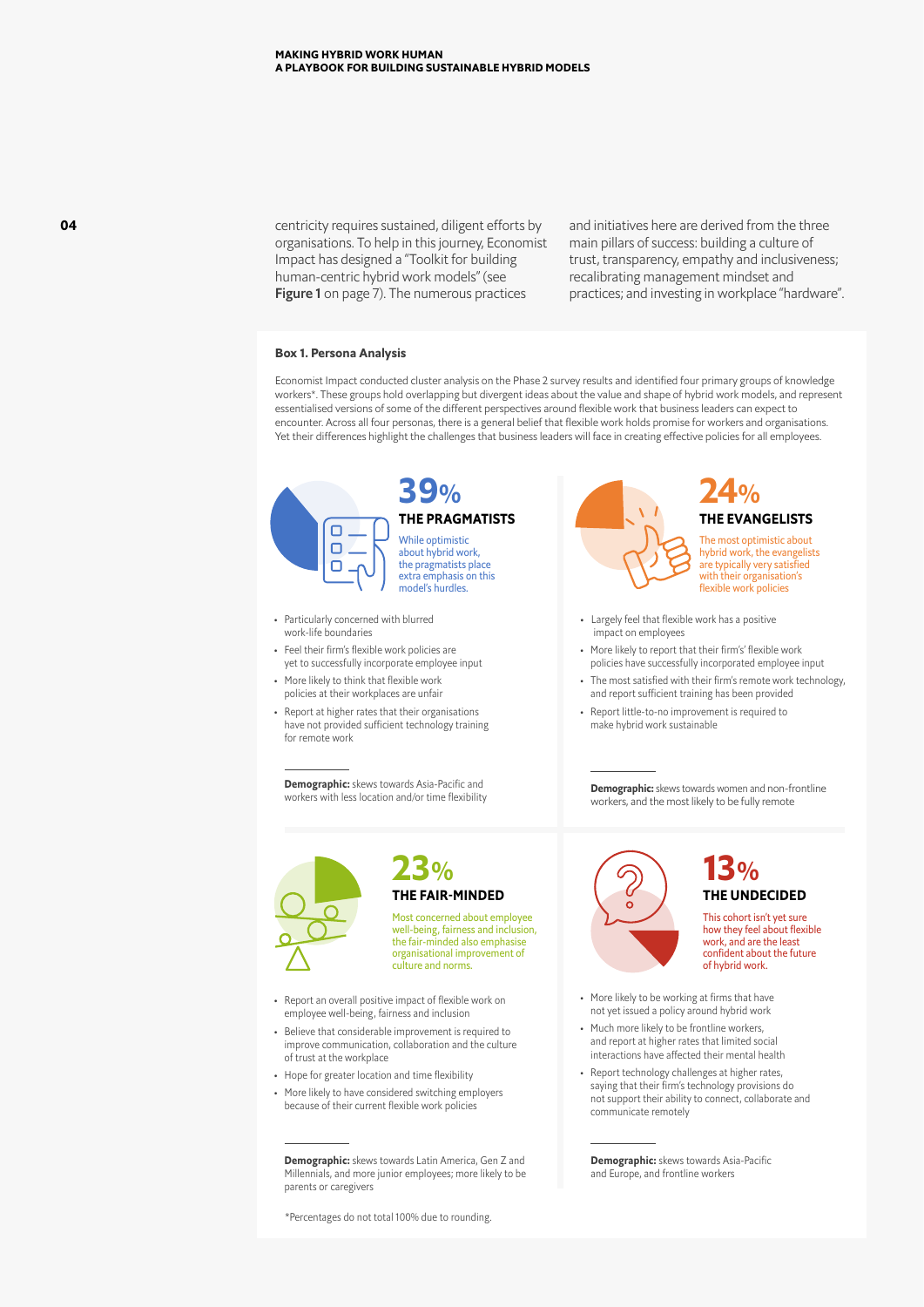centricity requires sustained, diligent efforts by organisations. To help in this journey, Economist Impact has designed a "Toolkit for building human-centric hybrid work models" (see **Figure 1** on page 7). The numerous practices and initiatives here are derived from the three main pillars of success: building a culture of trust, transparency, empathy and inclusiveness; recalibrating management mindset and practices; and investing in workplace "hardware".

**Box 1. Persona Analysis**

Economist Impact conducted cluster analysis on the Phase 2 survey results and identified four primary groups of knowledge workers*. These groups hold overlapping but divergent ideas about the value and shape of hybrid work models, and represent essentialised versions of some of the different perspectives around flexible work that business leaders can expect to encounter. Across all four personas, there is a general belief that flexible work holds promise for workers and organisations. Yet their differences highlight the challenges that business leaders will face in creating effective policies for all employees.

## 39% THE PRAGMATISTS

While optimistic about hybrid work, the pragmatists place extra emphasis on this model's hurdles.

- Particularly concerned with blurred work-life boundaries
- Feel their firm's flexible work policies are yet to successfully incorporate employee input
- More likely to think that flexible work policies at their workplaces are unfair
- Report at higher rates that their organisations have not provided sufficient technology training for remote work

**Demographic:** skews towards Asia-Pacific and workers with less location and/or time flexibility

## 24% THE EVANGELISTS

The most optimistic about hybrid work, the evangelists are typically very satisfied with their organisation's flexible work policies

- Largely feel that flexible work has a positive impact on employees
- More likely to report that their firms' flexible work policies have successfully incorporated employee input
- The most satisfied with their firm's remote work technology, and report sufficient training has been provided
- Report little-to-no improvement is required to make hybrid work sustainable

**Demographic:** skews towards women and non-frontline workers, and the most likely to be fully remote

## 23% THE FAIR-MINDED

Most concerned about employee well-being, fairness and inclusion, the fair-minded also emphasise organisational improvement of culture and norms.

- Report an overall positive impact of flexible work on employee well-being, fairness and inclusion
- Believe that considerable improvement is required to improve communication, collaboration and the culture of trust at the workplace
- Hope for greater location and time flexibility
- More likely to have considered switching employers because of their current flexible work policies

**Demographic:** skews towards Latin America, Gen Z and Millennials, and more junior employees; more likely to be parents or caregivers

## 13% THE UNDECIDED

This cohort isn't yet sure how they feel about flexible work, and are the least confident about the future of hybrid work.

- More likely to be working at firms that have not yet issued a policy around hybrid work
- Much more likely to be frontline workers, and report at higher rates that limited social interactions have affected their mental health
- Report technology challenges at higher rates, saying that their firm's technology provisions do not support their ability to connect, collaborate and communicate remotely

**Demographic:** skews towards Asia-Pacific and Europe, and frontline workers

*Percentages do not total 100% due to rounding.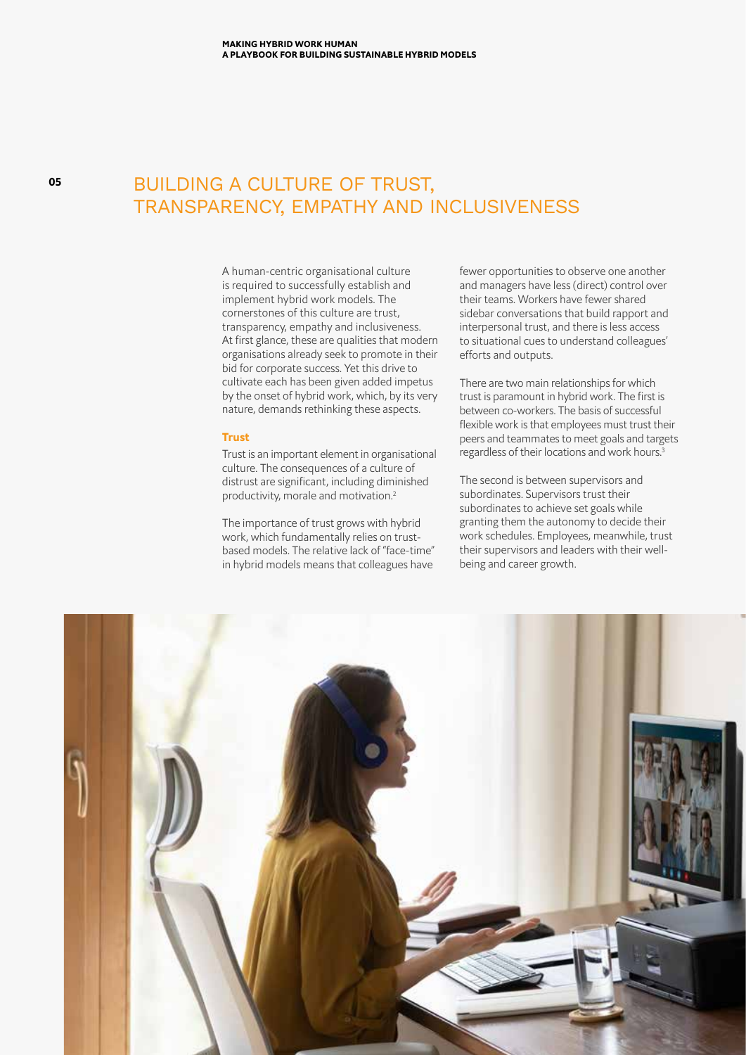# BUILDING A CULTURE OF TRUST, TRANSPARENCY, EMPATHY AND INCLUSIVENESS

A human-centric organisational culture is required to successfully establish and implement hybrid work models. The cornerstones of this culture are trust, transparency, empathy and inclusiveness. At first glance, these are qualities that modern organisations already seek to promote in their bid for corporate success. Yet this drive to cultivate each has been given added impetus by the onset of hybrid work, which, by its very nature, demands rethinking these aspects.

## Trust

Trust is an important element in organisational culture. The consequences of a culture of distrust are significant, including diminished productivity, morale and motivation.[2]

The importance of trust grows with hybrid work, which fundamentally relies on trust-based models. The relative lack of "face-time" in hybrid models means that colleagues have fewer opportunities to observe one another and managers have less (direct) control over their teams. Workers have fewer shared sidebar conversations that build rapport and interpersonal trust, and there is less access to situational cues to understand colleagues' efforts and outputs.

There are two main relationships for which trust is paramount in hybrid work. The first is between co-workers. The basis of successful flexible work is that employees must trust their peers and teammates to meet goals and targets regardless of their locations and work hours.[3]

The second is between supervisors and subordinates. Supervisors trust their subordinates to achieve set goals while granting them the autonomy to decide their work schedules. Employees, meanwhile, trust their supervisors and leaders with their well-being and career growth.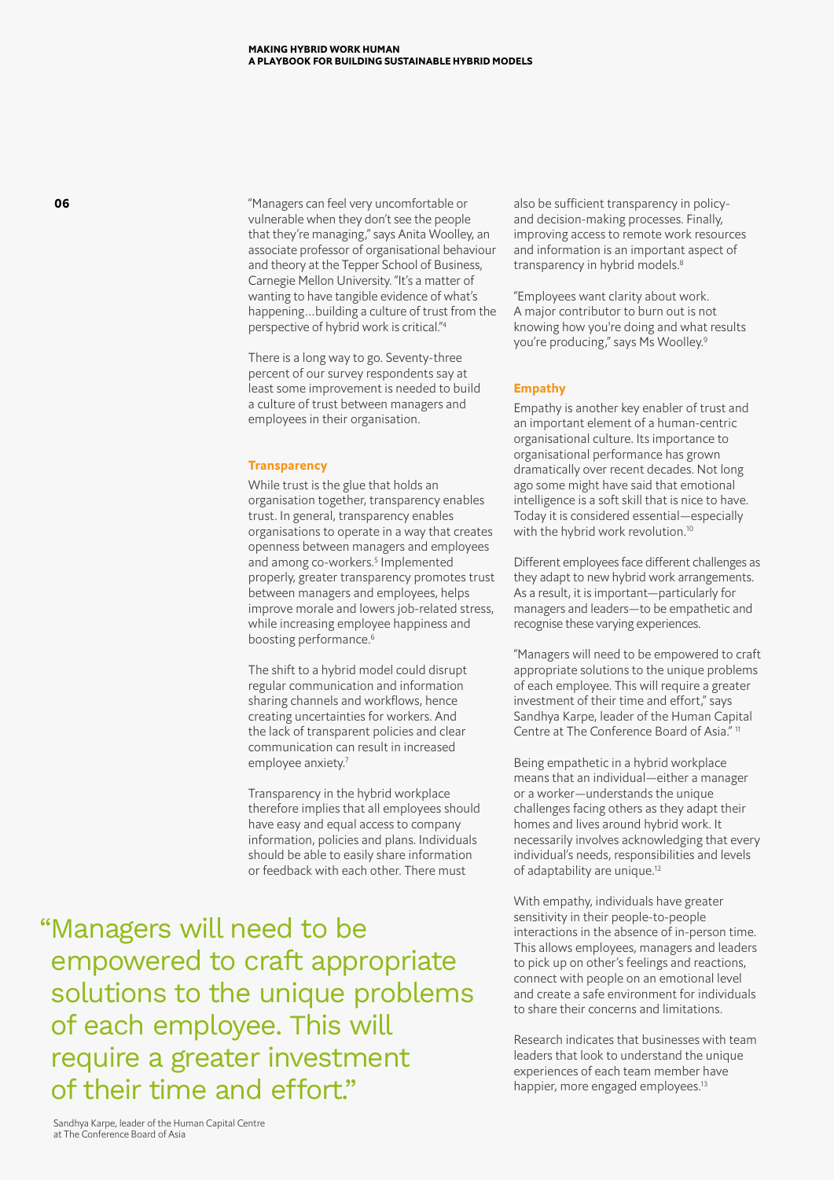"Managers can feel very uncomfortable or vulnerable when they don't see the people that they're managing," says Anita Woolley, an associate professor of organisational behaviour and theory at the Tepper School of Business, Carnegie Mellon University. "It's a matter of wanting to have tangible evidence of what's happening…building a culture of trust from the perspective of hybrid work is critical."[4]

There is a long way to go. Seventy-three percent of our survey respondents say at least some improvement is needed to build a culture of trust between managers and employees in their organisation.

### Transparency

While trust is the glue that holds an organisation together, transparency enables trust. In general, transparency enables organisations to operate in a way that creates openness between managers and employees and among co-workers.[5] Implemented properly, greater transparency promotes trust between managers and employees, helps improve morale and lowers job-related stress, while increasing employee happiness and boosting performance.[6]

The shift to a hybrid model could disrupt regular communication and information sharing channels and workflows, hence creating uncertainties for workers. And the lack of transparent policies and clear communication can result in increased employee anxiety.[7]

Transparency in the hybrid workplace therefore implies that all employees should have easy and equal access to company information, policies and plans. Individuals should be able to easily share information or feedback with each other. There must also be sufficient transparency in policy- and decision-making processes. Finally, improving access to remote work resources and information is an important aspect of transparency in hybrid models.[8]

"Employees want clarity about work. A major contributor to burn out is not knowing how you're doing and what results you're producing," says Ms Woolley.[9]

### Empathy

Empathy is another key enabler of trust and an important element of a human-centric organisational culture. Its importance to organisational performance has grown dramatically over recent decades. Not long ago some might have said that emotional intelligence is a soft skill that is nice to have. Today it is considered essential—especially with the hybrid work revolution.[10]

Different employees face different challenges as they adapt to new hybrid work arrangements. As a result, it is important—particularly for managers and leaders—to be empathetic and recognise these varying experiences.

"Managers will need to be empowered to craft appropriate solutions to the unique problems of each employee. This will require a greater investment of their time and effort," says Sandhya Karpe, leader of the Human Capital Centre at The Conference Board of Asia."[11]

Being empathetic in a hybrid workplace means that an individual—either a manager or a worker—understands the unique challenges facing others as they adapt their homes and lives around hybrid work. It necessarily involves acknowledging that every individual's needs, responsibilities and levels of adaptability are unique.[12]

With empathy, individuals have greater sensitivity in their people-to-people interactions in the absence of in-person time. This allows employees, managers and leaders to pick up on other's feelings and reactions, connect with people on an emotional level and create a safe environment for individuals to share their concerns and limitations.

Research indicates that businesses with team leaders that look to understand the unique experiences of each team member have happier, more engaged employees.[13]

> "Managers will need to be empowered to craft appropriate solutions to the unique problems of each employee. This will require a greater investment of their time and effort."
>
> Sandhya Karpe, leader of the Human Capital Centre at The Conference Board of Asia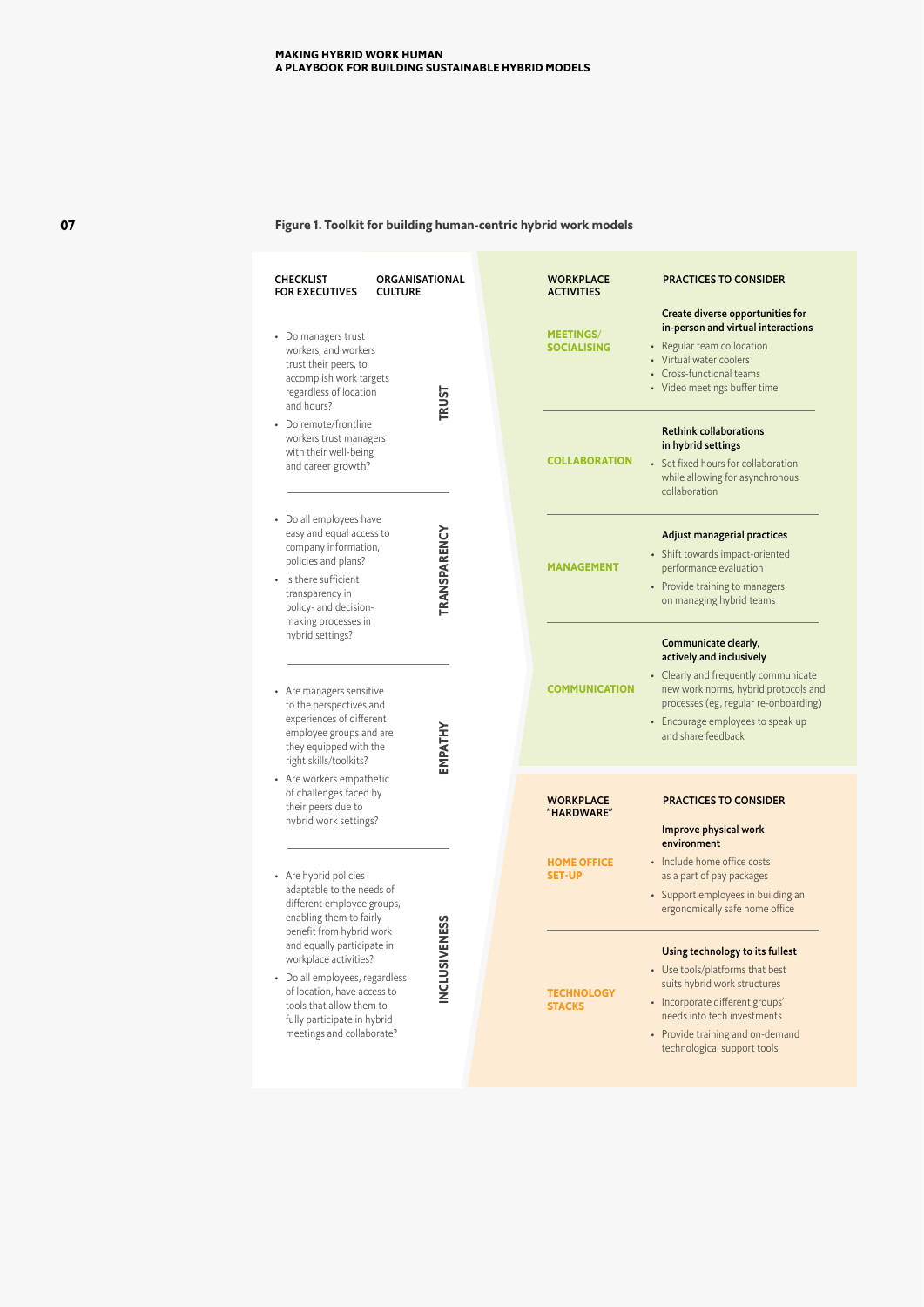**Figure 1. Toolkit for building human-centric hybrid work models**

| CHECKLIST FOR EXECUTIVES | ORGANISATIONAL CULTURE |
|---|---|
| • Do managers trust workers, and workers trust their peers, to accomplish work targets regardless of location and hours?<br>• Do remote/frontline workers trust managers with their well-being and career growth? | TRUST |
| • Do all employees have easy and equal access to company information, policies and plans?<br>• Is there sufficient transparency in policy- and decision-making processes in hybrid settings? | TRANSPARENCY |
| • Are managers sensitive to the perspectives and experiences of different employee groups and are they equipped with the right skills/toolkits?<br>• Are workers empathetic of challenges faced by their peers due to hybrid work settings? | EMPATHY |
| • Are hybrid policies adaptable to the needs of different employee groups, enabling them to fairly benefit from hybrid work and equally participate in workplace activities?<br>• Do all employees, regardless of location, have access to tools that allow them to fully participate in hybrid meetings and collaborate? | INCLUSIVENESS |

| WORKPLACE ACTIVITIES | PRACTICES TO CONSIDER |
|---|---|
| MEETINGS/ SOCIALISING | **Create diverse opportunities for in-person and virtual interactions**<br>• Regular team collocation<br>• Virtual water coolers<br>• Cross-functional teams<br>• Video meetings buffer time |
| COLLABORATION | **Rethink collaborations in hybrid settings**<br>• Set fixed hours for collaboration while allowing for asynchronous collaboration |
| MANAGEMENT | **Adjust managerial practices**<br>• Shift towards impact-oriented performance evaluation<br>• Provide training to managers on managing hybrid teams |
| COMMUNICATION | **Communicate clearly, actively and inclusively**<br>• Clearly and frequently communicate new work norms, hybrid protocols and processes (eg, regular re-onboarding)<br>• Encourage employees to speak up and share feedback |

| WORKPLACE "HARDWARE" | PRACTICES TO CONSIDER |
|---|---|
| HOME OFFICE SET-UP | **Improve physical work environment**<br>• Include home office costs as a part of pay packages<br>• Support employees in building an ergonomically safe home office |
| TECHNOLOGY STACKS | **Using technology to its fullest**<br>• Use tools/platforms that best suits hybrid work structures<br>• Incorporate different groups' needs into tech investments<br>• Provide training and on-demand technological support tools |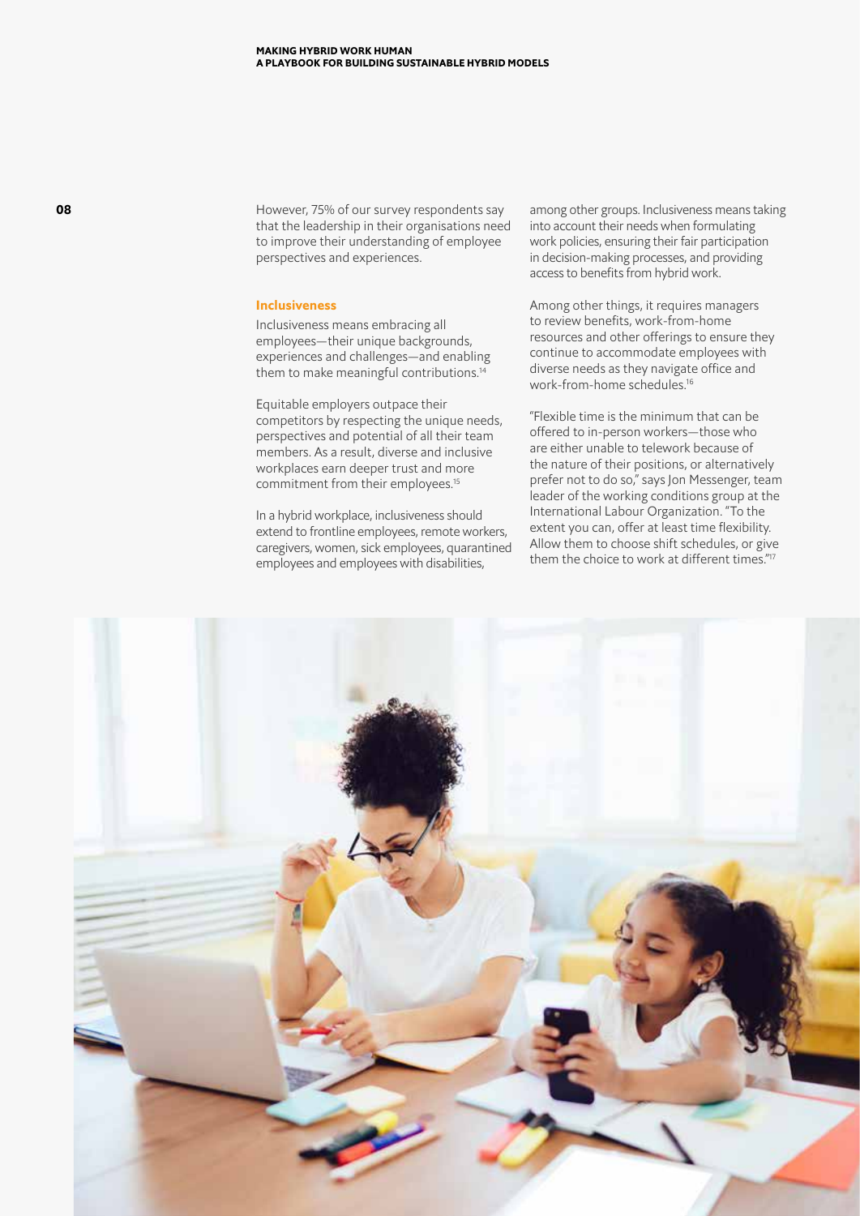However, 75% of our survey respondents say that the leadership in their organisations need to improve their understanding of employee perspectives and experiences.

### Inclusiveness

Inclusiveness means embracing all employees—their unique backgrounds, experiences and challenges—and enabling them to make meaningful contributions.[14]

Equitable employers outpace their competitors by respecting the unique needs, perspectives and potential of all their team members. As a result, diverse and inclusive workplaces earn deeper trust and more commitment from their employees.[15]

In a hybrid workplace, inclusiveness should extend to frontline employees, remote workers, caregivers, women, sick employees, quarantined employees and employees with disabilities, among other groups. Inclusiveness means taking into account their needs when formulating work policies, ensuring their fair participation in decision-making processes, and providing access to benefits from hybrid work.

Among other things, it requires managers to review benefits, work-from-home resources and other offerings to ensure they continue to accommodate employees with diverse needs as they navigate office and work-from-home schedules.[16]

"Flexible time is the minimum that can be offered to in-person workers—those who are either unable to telework because of the nature of their positions, or alternatively prefer not to do so," says Jon Messenger, team leader of the working conditions group at the International Labour Organization. "To the extent you can, offer at least time flexibility. Allow them to choose shift schedules, or give them the choice to work at different times."[17]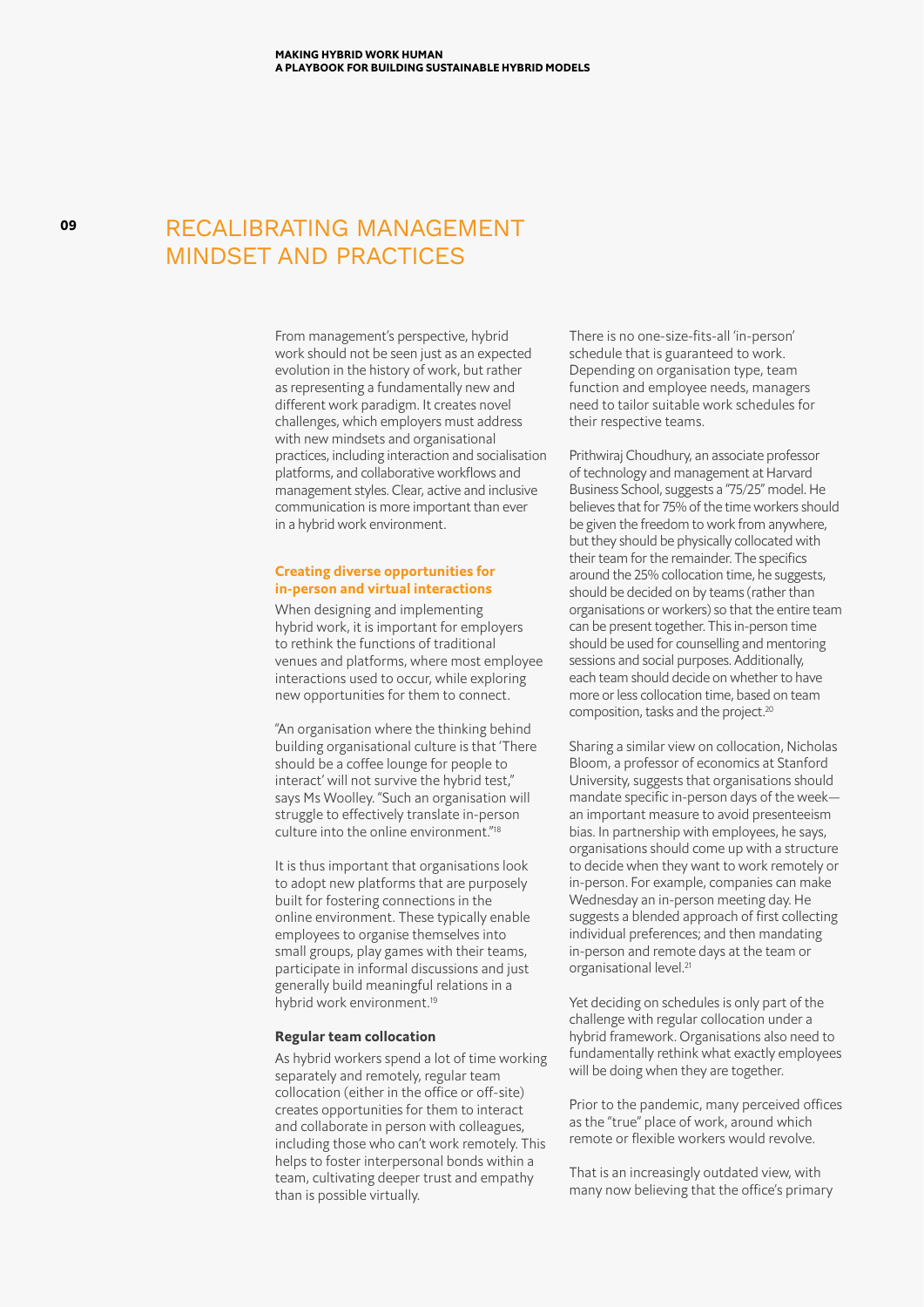# RECALIBRATING MANAGEMENT MINDSET AND PRACTICES

From management's perspective, hybrid work should not be seen just as an expected evolution in the history of work, but rather as representing a fundamentally new and different work paradigm. It creates novel challenges, which employers must address with new mindsets and organisational practices, including interaction and socialisation platforms, and collaborative workflows and management styles. Clear, active and inclusive communication is more important than ever in a hybrid work environment.

### Creating diverse opportunities for in-person and virtual interactions

When designing and implementing hybrid work, it is important for employers to rethink the functions of traditional venues and platforms, where most employee interactions used to occur, while exploring new opportunities for them to connect.

"An organisation where the thinking behind building organisational culture is that 'There should be a coffee lounge for people to interact' will not survive the hybrid test," says Ms Woolley. "Such an organisation will struggle to effectively translate in-person culture into the online environment."[18]

It is thus important that organisations look to adopt new platforms that are purposely built for fostering connections in the online environment. These typically enable employees to organise themselves into small groups, play games with their teams, participate in informal discussions and just generally build meaningful relations in a hybrid work environment.[19]

### Regular team collocation

As hybrid workers spend a lot of time working separately and remotely, regular team collocation (either in the office or off-site) creates opportunities for them to interact and collaborate in person with colleagues, including those who can't work remotely. This helps to foster interpersonal bonds within a team, cultivating deeper trust and empathy than is possible virtually.

There is no one-size-fits-all 'in-person' schedule that is guaranteed to work. Depending on organisation type, team function and employee needs, managers need to tailor suitable work schedules for their respective teams.

Prithwiraj Choudhury, an associate professor of technology and management at Harvard Business School, suggests a "75/25" model. He believes that for 75% of the time workers should be given the freedom to work from anywhere, but they should be physically collocated with their team for the remainder. The specifics around the 25% collocation time, he suggests, should be decided on by teams (rather than organisations or workers) so that the entire team can be present together. This in-person time should be used for counselling and mentoring sessions and social purposes. Additionally, each team should decide on whether to have more or less collocation time, based on team composition, tasks and the project.[20]

Sharing a similar view on collocation, Nicholas Bloom, a professor of economics at Stanford University, suggests that organisations should mandate specific in-person days of the week—an important measure to avoid presenteeism bias. In partnership with employees, he says, organisations should come up with a structure to decide when they want to work remotely or in-person. For example, companies can make Wednesday an in-person meeting day. He suggests a blended approach of first collecting individual preferences; and then mandating in-person and remote days at the team or organisational level.[21]

Yet deciding on schedules is only part of the challenge with regular collocation under a hybrid framework. Organisations also need to fundamentally rethink what exactly employees will be doing when they are together.

Prior to the pandemic, many perceived offices as the "true" place of work, around which remote or flexible workers would revolve.

That is an increasingly outdated view, with many now believing that the office's primary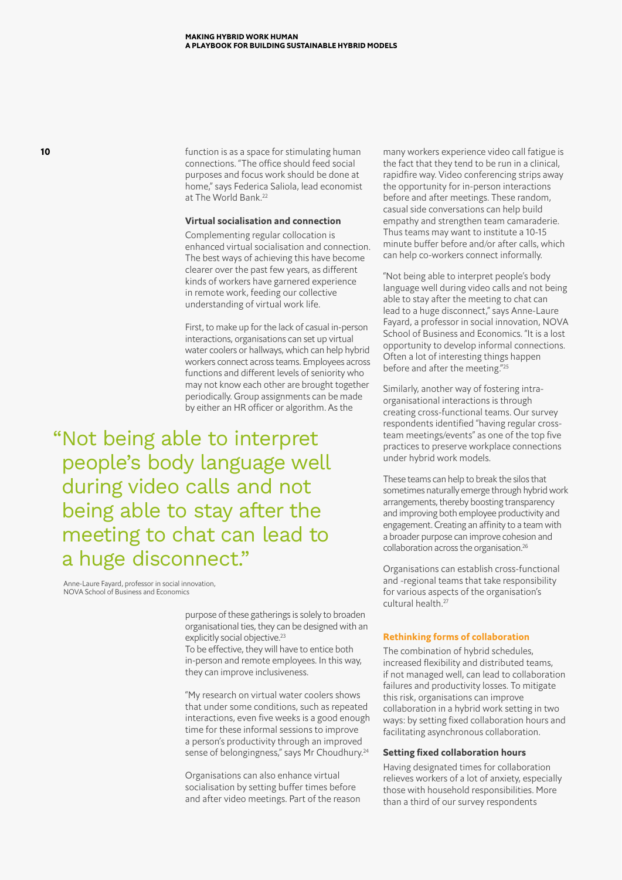function is as a space for stimulating human connections. "The office should feed social purposes and focus work should be done at home," says Federica Saliola, lead economist at The World Bank.[22]

### Virtual socialisation and connection

Complementing regular collocation is enhanced virtual socialisation and connection. The best ways of achieving this have become clearer over the past few years, as different kinds of workers have garnered experience in remote work, feeding our collective understanding of virtual work life.

First, to make up for the lack of casual in-person interactions, organisations can set up virtual water coolers or hallways, which can help hybrid workers connect across teams. Employees across functions and different levels of seniority who may not know each other are brought together periodically. Group assignments can be made by either an HR officer or algorithm. As the purpose of these gatherings is solely to broaden organisational ties, they can be designed with an explicitly social objective.[23] To be effective, they will have to entice both in-person and remote employees. In this way, they can improve inclusiveness.

> "Not being able to interpret people's body language well during video calls and not being able to stay after the meeting to chat can lead to a huge disconnect."
>
> Anne-Laure Fayard, professor in social innovation, NOVA School of Business and Economics

"My research on virtual water coolers shows that under some conditions, such as repeated interactions, even five weeks is a good enough time for these informal sessions to improve a person's productivity through an improved sense of belongingness," says Mr Choudhury.[24]

Organisations can also enhance virtual socialisation by setting buffer times before and after video meetings. Part of the reason many workers experience video call fatigue is the fact that they tend to be run in a clinical, rapidfire way. Video conferencing strips away the opportunity for in-person interactions before and after meetings. These random, casual side conversations can help build empathy and strengthen team camaraderie. Thus teams may want to institute a 10-15 minute buffer before and/or after calls, which can help co-workers connect informally.

"Not being able to interpret people's body language well during video calls and not being able to stay after the meeting to chat can lead to a huge disconnect," says Anne-Laure Fayard, a professor in social innovation, NOVA School of Business and Economics. "It is a lost opportunity to develop informal connections. Often a lot of interesting things happen before and after the meeting."[25]

Similarly, another way of fostering intra-organisational interactions is through creating cross-functional teams. Our survey respondents identified "having regular cross-team meetings/events" as one of the top five practices to preserve workplace connections under hybrid work models.

These teams can help to break the silos that sometimes naturally emerge through hybrid work arrangements, thereby boosting transparency and improving both employee productivity and engagement. Creating an affinity to a team with a broader purpose can improve cohesion and collaboration across the organisation.[26]

Organisations can establish cross-functional and -regional teams that take responsibility for various aspects of the organisation's cultural health.[27]

## Rethinking forms of collaboration

The combination of hybrid schedules, increased flexibility and distributed teams, if not managed well, can lead to collaboration failures and productivity losses. To mitigate this risk, organisations can improve collaboration in a hybrid work setting in two ways: by setting fixed collaboration hours and facilitating asynchronous collaboration.

### Setting fixed collaboration hours

Having designated times for collaboration relieves workers of a lot of anxiety, especially those with household responsibilities. More than a third of our survey respondents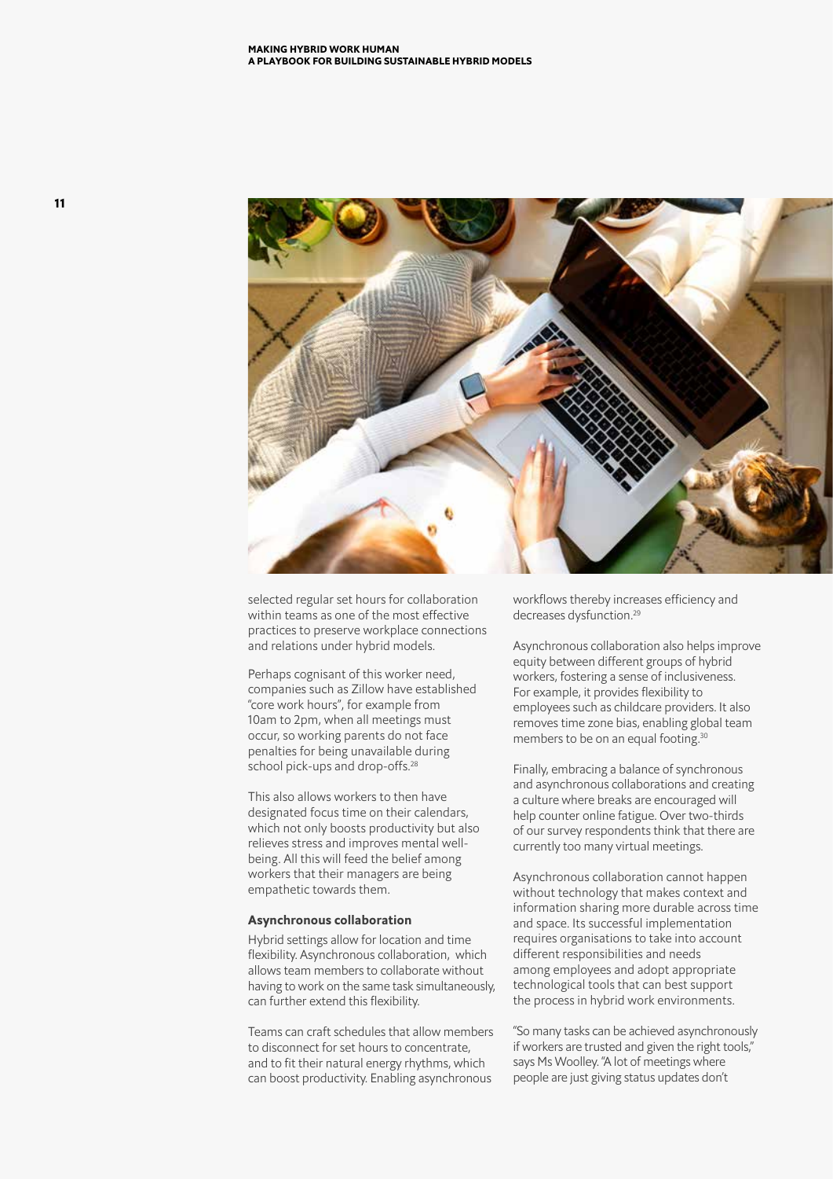selected regular set hours for collaboration within teams as one of the most effective practices to preserve workplace connections and relations under hybrid models.

Perhaps cognisant of this worker need, companies such as Zillow have established "core work hours", for example from 10am to 2pm, when all meetings must occur, so working parents do not face penalties for being unavailable during school pick-ups and drop-offs.[28]

This also allows workers to then have designated focus time on their calendars, which not only boosts productivity but also relieves stress and improves mental well-being. All this will feed the belief among workers that their managers are being empathetic towards them.

### Asynchronous collaboration

Hybrid settings allow for location and time flexibility. Asynchronous collaboration, which allows team members to collaborate without having to work on the same task simultaneously, can further extend this flexibility.

Teams can craft schedules that allow members to disconnect for set hours to concentrate, and to fit their natural energy rhythms, which can boost productivity. Enabling asynchronous workflows thereby increases efficiency and decreases dysfunction.[29]

Asynchronous collaboration also helps improve equity between different groups of hybrid workers, fostering a sense of inclusiveness. For example, it provides flexibility to employees such as childcare providers. It also removes time zone bias, enabling global team members to be on an equal footing.[30]

Finally, embracing a balance of synchronous and asynchronous collaborations and creating a culture where breaks are encouraged will help counter online fatigue. Over two-thirds of our survey respondents think that there are currently too many virtual meetings.

Asynchronous collaboration cannot happen without technology that makes context and information sharing more durable across time and space. Its successful implementation requires organisations to take into account different responsibilities and needs among employees and adopt appropriate technological tools that can best support the process in hybrid work environments.

"So many tasks can be achieved asynchronously if workers are trusted and given the right tools," says Ms Woolley. "A lot of meetings where people are just giving status updates don't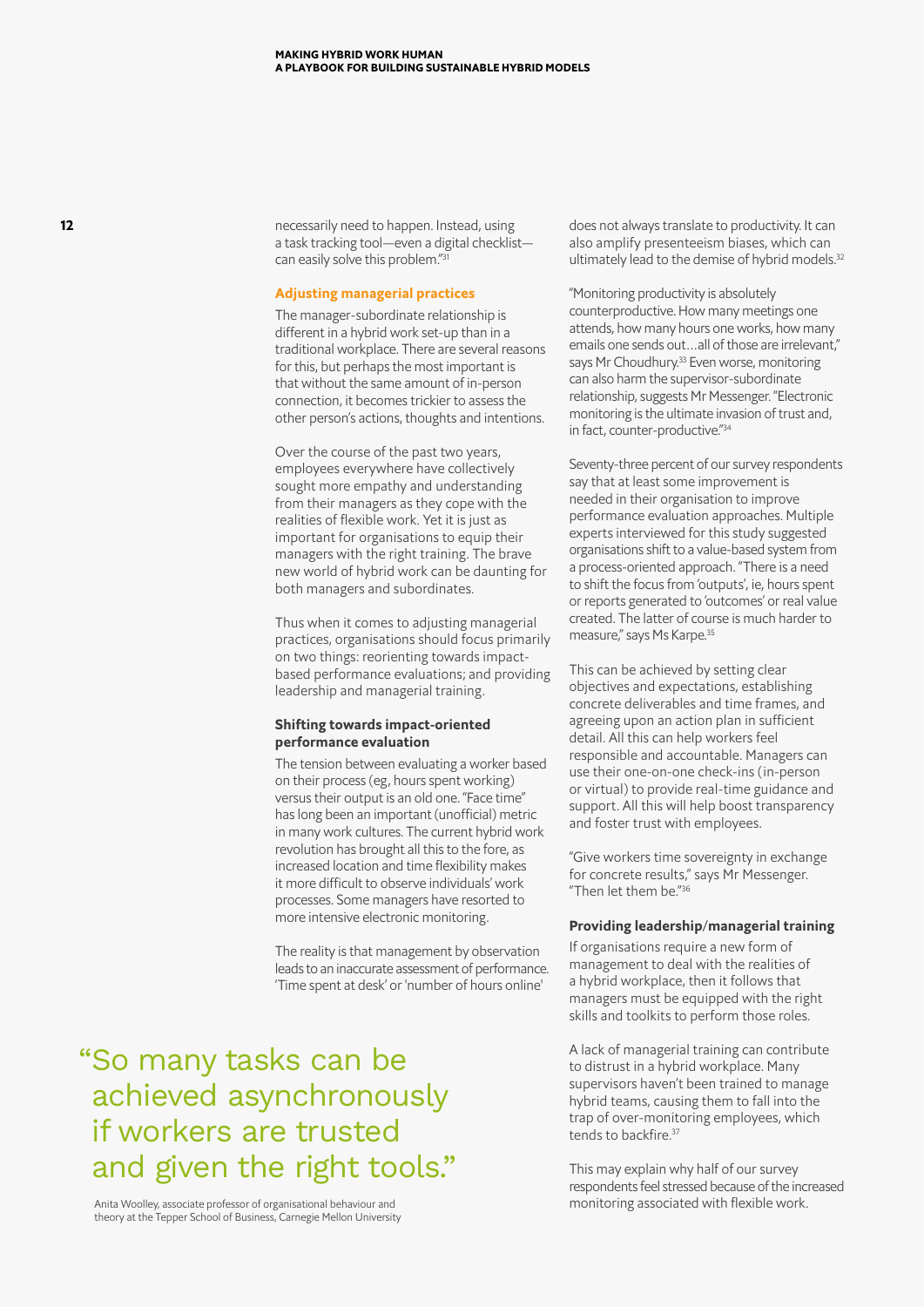necessarily need to happen. Instead, using a task tracking tool—even a digital checklist—can easily solve this problem."[31]

### Adjusting managerial practices

The manager-subordinate relationship is different in a hybrid work set-up than in a traditional workplace. There are several reasons for this, but perhaps the most important is that without the same amount of in-person connection, it becomes trickier to assess the other person's actions, thoughts and intentions.

Over the course of the past two years, employees everywhere have collectively sought more empathy and understanding from their managers as they cope with the realities of flexible work. Yet it is just as important for organisations to equip their managers with the right training. The brave new world of hybrid work can be daunting for both managers and subordinates.

Thus when it comes to adjusting managerial practices, organisations should focus primarily on two things: reorienting towards impact-based performance evaluations; and providing leadership and managerial training.

#### Shifting towards impact-oriented performance evaluation

The tension between evaluating a worker based on their process (eg, hours spent working) versus their output is an old one. "Face time" has long been an important (unofficial) metric in many work cultures. The current hybrid work revolution has brought all this to the fore, as increased location and time flexibility makes it more difficult to observe individuals' work processes. Some managers have resorted to more intensive electronic monitoring.

The reality is that management by observation leads to an inaccurate assessment of performance. 'Time spent at desk' or 'number of hours online' does not always translate to productivity. It can also amplify presenteeism biases, which can ultimately lead to the demise of hybrid models.[32]

"Monitoring productivity is absolutely counterproductive. How many meetings one attends, how many hours one works, how many emails one sends out…all of those are irrelevant," says Mr Choudhury.[33] Even worse, monitoring can also harm the supervisor-subordinate relationship, suggests Mr Messenger. "Electronic monitoring is the ultimate invasion of trust and, in fact, counter-productive."[34]

Seventy-three percent of our survey respondents say that at least some improvement is needed in their organisation to improve performance evaluation approaches. Multiple experts interviewed for this study suggested organisations shift to a value-based system from a process-oriented approach. "There is a need to shift the focus from 'outputs', ie, hours spent or reports generated to 'outcomes' or real value created. The latter of course is much harder to measure," says Ms Karpe.[35]

This can be achieved by setting clear objectives and expectations, establishing concrete deliverables and time frames, and agreeing upon an action plan in sufficient detail. All this can help workers feel responsible and accountable. Managers can use their one-on-one check-ins (in-person or virtual) to provide real-time guidance and support. All this will help boost transparency and foster trust with employees.

"Give workers time sovereignty in exchange for concrete results," says Mr Messenger. "Then let them be."[36]

#### Providing leadership/managerial training

If organisations require a new form of management to deal with the realities of a hybrid workplace, then it follows that managers must be equipped with the right skills and toolkits to perform those roles.

A lack of managerial training can contribute to distrust in a hybrid workplace. Many supervisors haven't been trained to manage hybrid teams, causing them to fall into the trap of over-monitoring employees, which tends to backfire.[37]

This may explain why half of our survey respondents feel stressed because of the increased monitoring associated with flexible work.

> "So many tasks can be achieved asynchronously if workers are trusted and given the right tools."
>
> Anita Woolley, associate professor of organisational behaviour and theory at the Tepper School of Business, Carnegie Mellon University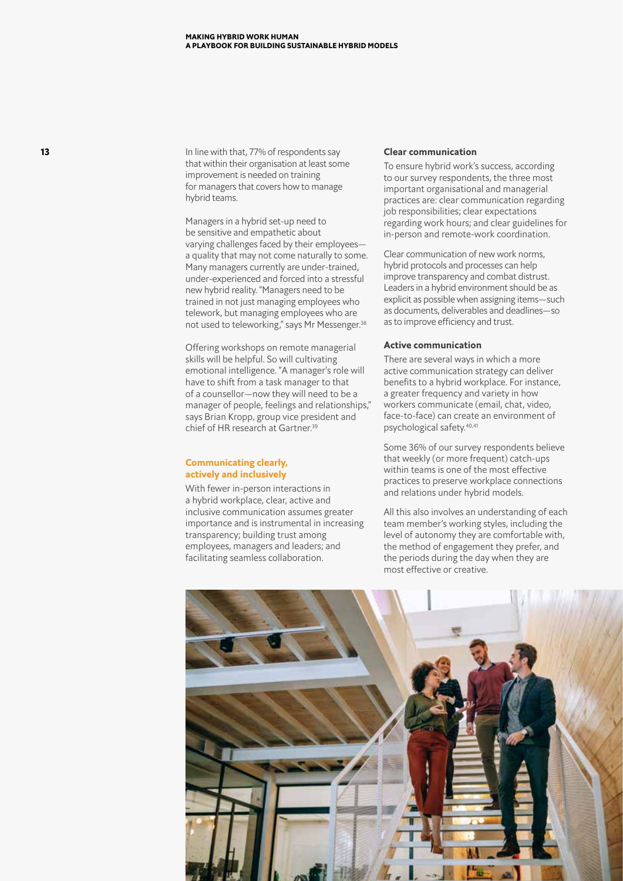In line with that, 77% of respondents say that within their organisation at least some improvement is needed on training for managers that covers how to manage hybrid teams.

Managers in a hybrid set-up need to be sensitive and empathetic about varying challenges faced by their employees—a quality that may not come naturally to some. Many managers currently are under-trained, under-experienced and forced into a stressful new hybrid reality. "Managers need to be trained in not just managing employees who telework, but managing employees who are not used to teleworking," says Mr Messenger.[38]

Offering workshops on remote managerial skills will be helpful. So will cultivating emotional intelligence. "A manager's role will have to shift from a task manager to that of a counsellor—now they will need to be a manager of people, feelings and relationships," says Brian Kropp, group vice president and chief of HR research at Gartner.[39]

## Communicating clearly, actively and inclusively

With fewer in-person interactions in a hybrid workplace, clear, active and inclusive communication assumes greater importance and is instrumental in increasing transparency; building trust among employees, managers and leaders; and facilitating seamless collaboration.

### Clear communication

To ensure hybrid work's success, according to our survey respondents, the three most important organisational and managerial practices are: clear communication regarding job responsibilities; clear expectations regarding work hours; and clear guidelines for in-person and remote-work coordination.

Clear communication of new work norms, hybrid protocols and processes can help improve transparency and combat distrust. Leaders in a hybrid environment should be as explicit as possible when assigning items—such as documents, deliverables and deadlines—so as to improve efficiency and trust.

### Active communication

There are several ways in which a more active communication strategy can deliver benefits to a hybrid workplace. For instance, a greater frequency and variety in how workers communicate (email, chat, video, face-to-face) can create an environment of psychological safety.[40,41]

Some 36% of our survey respondents believe that weekly (or more frequent) catch-ups within teams is one of the most effective practices to preserve workplace connections and relations under hybrid models.

All this also involves an understanding of each team member's working styles, including the level of autonomy they are comfortable with, the method of engagement they prefer, and the periods during the day when they are most effective or creative.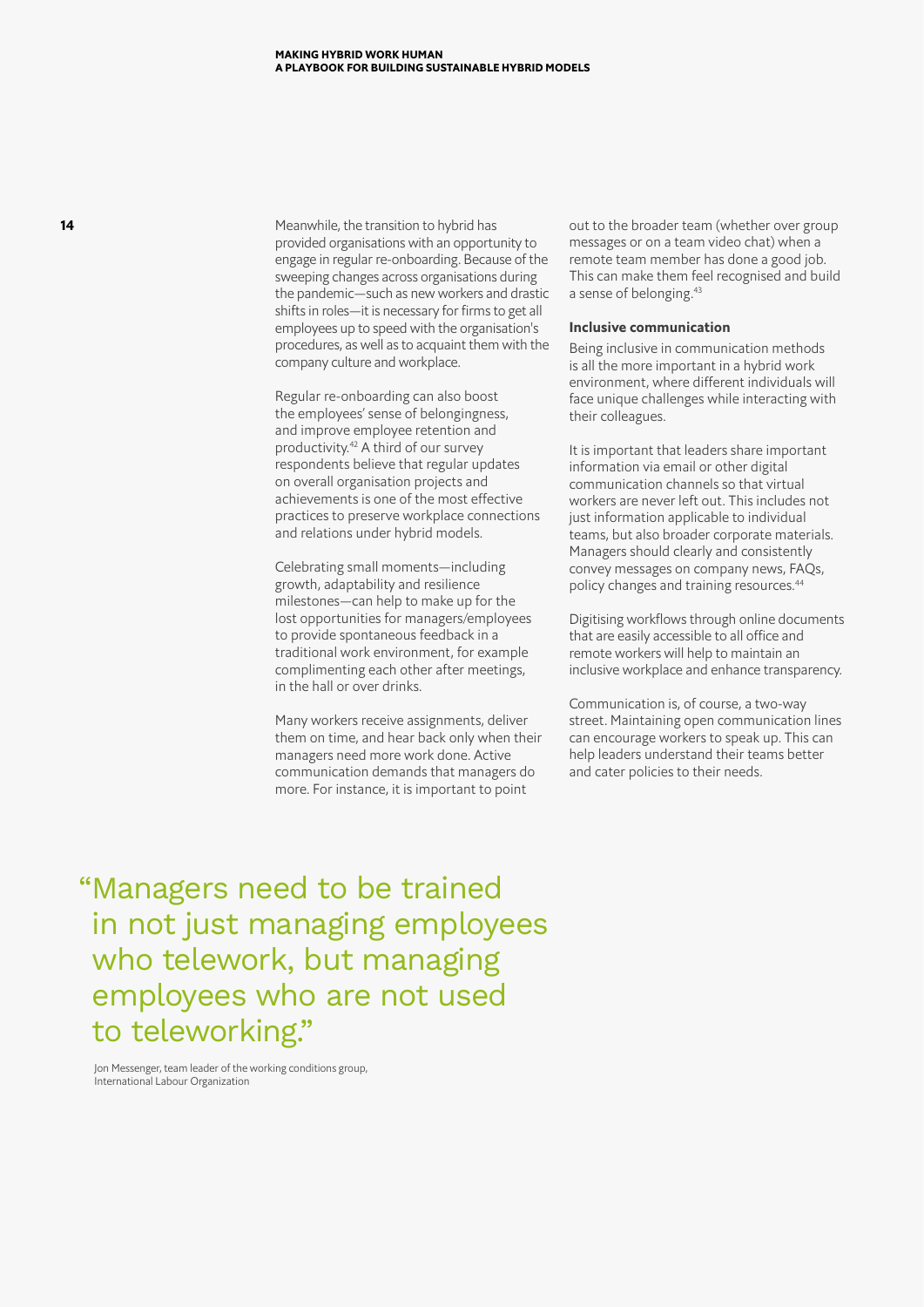Meanwhile, the transition to hybrid has provided organisations with an opportunity to engage in regular re-onboarding. Because of the sweeping changes across organisations during the pandemic—such as new workers and drastic shifts in roles—it is necessary for firms to get all employees up to speed with the organisation's procedures, as well as to acquaint them with the company culture and workplace.

Regular re-onboarding can also boost the employees' sense of belongingness, and improve employee retention and productivity.[42] A third of our survey respondents believe that regular updates on overall organisation projects and achievements is one of the most effective practices to preserve workplace connections and relations under hybrid models.

Celebrating small moments—including growth, adaptability and resilience milestones—can help to make up for the lost opportunities for managers/employees to provide spontaneous feedback in a traditional work environment, for example complimenting each other after meetings, in the hall or over drinks.

Many workers receive assignments, deliver them on time, and hear back only when their managers need more work done. Active communication demands that managers do more. For instance, it is important to point out to the broader team (whether over group messages or on a team video chat) when a remote team member has done a good job. This can make them feel recognised and build a sense of belonging.[43]

### Inclusive communication

Being inclusive in communication methods is all the more important in a hybrid work environment, where different individuals will face unique challenges while interacting with their colleagues.

It is important that leaders share important information via email or other digital communication channels so that virtual workers are never left out. This includes not just information applicable to individual teams, but also broader corporate materials. Managers should clearly and consistently convey messages on company news, FAQs, policy changes and training resources.[44]

Digitising workflows through online documents that are easily accessible to all office and remote workers will help to maintain an inclusive workplace and enhance transparency.

Communication is, of course, a two-way street. Maintaining open communication lines can encourage workers to speak up. This can help leaders understand their teams better and cater policies to their needs.

> "Managers need to be trained in not just managing employees who telework, but managing employees who are not used to teleworking."
>
> Jon Messenger, team leader of the working conditions group, International Labour Organization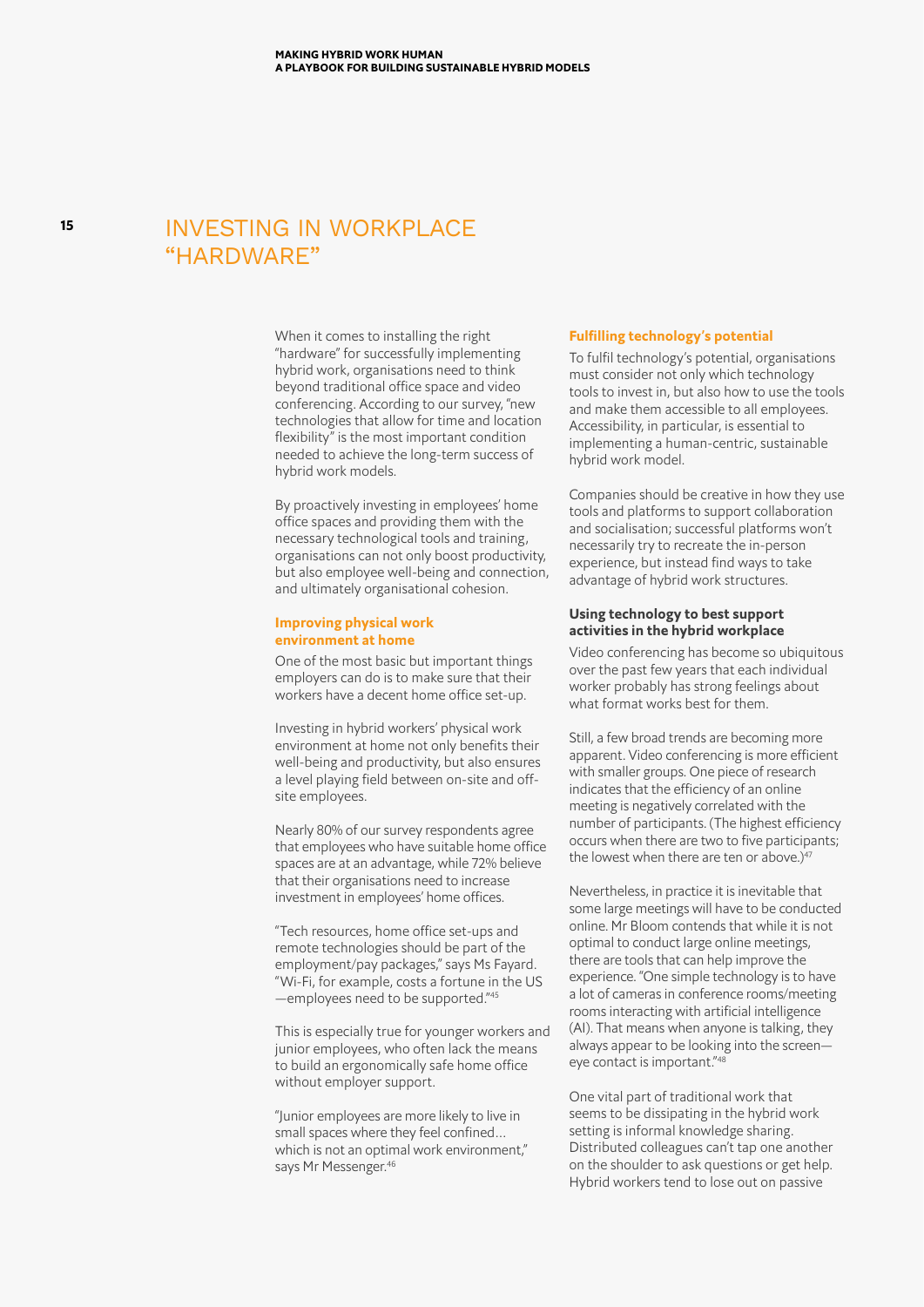# INVESTING IN WORKPLACE "HARDWARE"

When it comes to installing the right "hardware" for successfully implementing hybrid work, organisations need to think beyond traditional office space and video conferencing. According to our survey, "new technologies that allow for time and location flexibility" is the most important condition needed to achieve the long-term success of hybrid work models.

By proactively investing in employees' home office spaces and providing them with the necessary technological tools and training, organisations can not only boost productivity, but also employee well-being and connection, and ultimately organisational cohesion.

### Improving physical work environment at home

One of the most basic but important things employers can do is to make sure that their workers have a decent home office set-up.

Investing in hybrid workers' physical work environment at home not only benefits their well-being and productivity, but also ensures a level playing field between on-site and off-site employees.

Nearly 80% of our survey respondents agree that employees who have suitable home office spaces are at an advantage, while 72% believe that their organisations need to increase investment in employees' home offices.

"Tech resources, home office set-ups and remote technologies should be part of the employment/pay packages," says Ms Fayard. "Wi-Fi, for example, costs a fortune in the US—employees need to be supported."[45]

This is especially true for younger workers and junior employees, who often lack the means to build an ergonomically safe home office without employer support.

"Junior employees are more likely to live in small spaces where they feel confined… which is not an optimal work environment," says Mr Messenger.[46]

### Fulfilling technology's potential

To fulfil technology's potential, organisations must consider not only which technology tools to invest in, but also how to use the tools and make them accessible to all employees. Accessibility, in particular, is essential to implementing a human-centric, sustainable hybrid work model.

Companies should be creative in how they use tools and platforms to support collaboration and socialisation; successful platforms won't necessarily try to recreate the in-person experience, but instead find ways to take advantage of hybrid work structures.

### Using technology to best support activities in the hybrid workplace

Video conferencing has become so ubiquitous over the past few years that each individual worker probably has strong feelings about what format works best for them.

Still, a few broad trends are becoming more apparent. Video conferencing is more efficient with smaller groups. One piece of research indicates that the efficiency of an online meeting is negatively correlated with the number of participants. (The highest efficiency occurs when there are two to five participants; the lowest when there are ten or above.)[47]

Nevertheless, in practice it is inevitable that some large meetings will have to be conducted online. Mr Bloom contends that while it is not optimal to conduct large online meetings, there are tools that can help improve the experience. "One simple technology is to have a lot of cameras in conference rooms/meeting rooms interacting with artificial intelligence (AI). That means when anyone is talking, they always appear to be looking into the screen—eye contact is important."[48]

One vital part of traditional work that seems to be dissipating in the hybrid work setting is informal knowledge sharing. Distributed colleagues can't tap one another on the shoulder to ask questions or get help. Hybrid workers tend to lose out on passive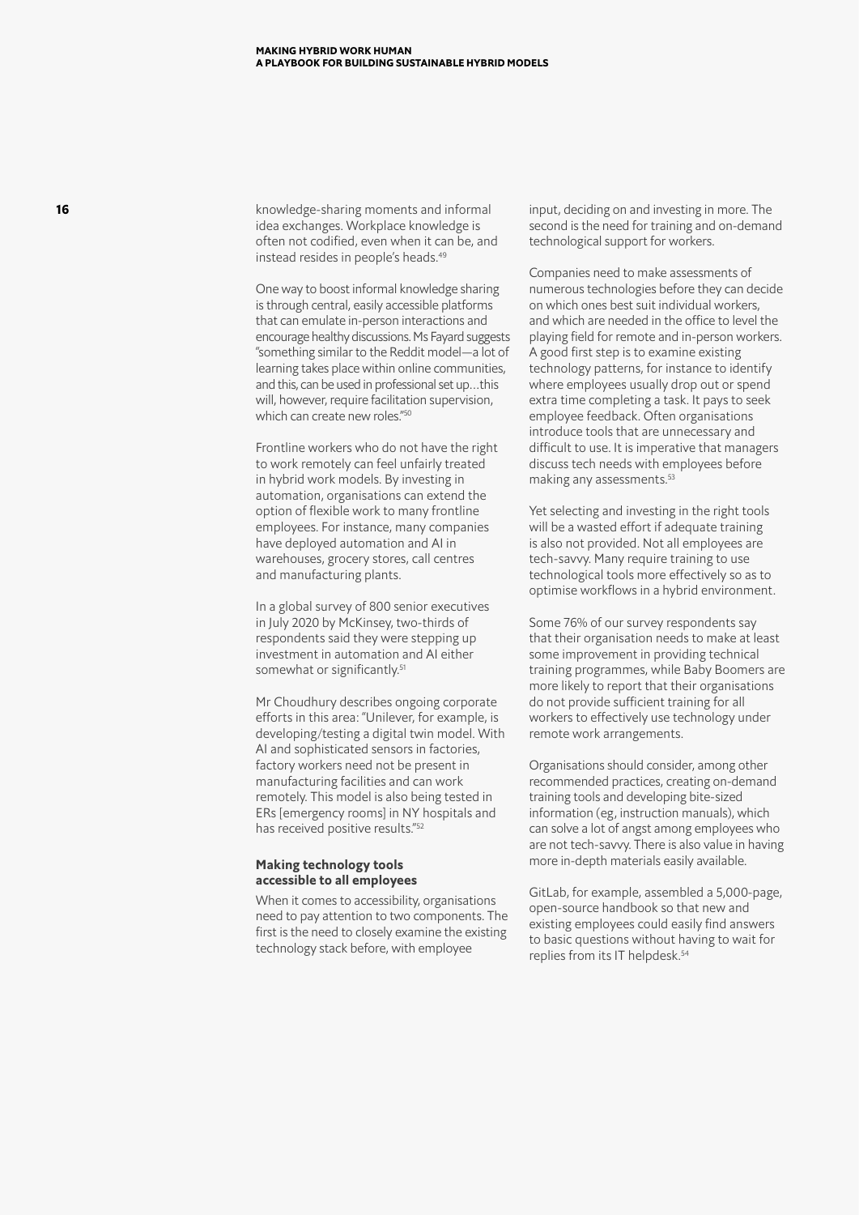knowledge-sharing moments and informal idea exchanges. Workplace knowledge is often not codified, even when it can be, and instead resides in people's heads.[49]

One way to boost informal knowledge sharing is through central, easily accessible platforms that can emulate in-person interactions and encourage healthy discussions. Ms Fayard suggests "something similar to the Reddit model—a lot of learning takes place within online communities, and this, can be used in professional set up…this will, however, require facilitation supervision, which can create new roles."[50]

Frontline workers who do not have the right to work remotely can feel unfairly treated in hybrid work models. By investing in automation, organisations can extend the option of flexible work to many frontline employees. For instance, many companies have deployed automation and AI in warehouses, grocery stores, call centres and manufacturing plants.

In a global survey of 800 senior executives in July 2020 by McKinsey, two-thirds of respondents said they were stepping up investment in automation and AI either somewhat or significantly.[51]

Mr Choudhury describes ongoing corporate efforts in this area: "Unilever, for example, is developing/testing a digital twin model. With AI and sophisticated sensors in factories, factory workers need not be present in manufacturing facilities and can work remotely. This model is also being tested in ERs [emergency rooms] in NY hospitals and has received positive results."[52]

### Making technology tools accessible to all employees

When it comes to accessibility, organisations need to pay attention to two components. The first is the need to closely examine the existing technology stack before, with employee input, deciding on and investing in more. The second is the need for training and on-demand technological support for workers.

Companies need to make assessments of numerous technologies before they can decide on which ones best suit individual workers, and which are needed in the office to level the playing field for remote and in-person workers. A good first step is to examine existing technology patterns, for instance to identify where employees usually drop out or spend extra time completing a task. It pays to seek employee feedback. Often organisations introduce tools that are unnecessary and difficult to use. It is imperative that managers discuss tech needs with employees before making any assessments.[53]

Yet selecting and investing in the right tools will be a wasted effort if adequate training is also not provided. Not all employees are tech-savvy. Many require training to use technological tools more effectively so as to optimise workflows in a hybrid environment.

Some 76% of our survey respondents say that their organisation needs to make at least some improvement in providing technical training programmes, while Baby Boomers are more likely to report that their organisations do not provide sufficient training for all workers to effectively use technology under remote work arrangements.

Organisations should consider, among other recommended practices, creating on-demand training tools and developing bite-sized information (eg, instruction manuals), which can solve a lot of angst among employees who are not tech-savvy. There is also value in having more in-depth materials easily available.

GitLab, for example, assembled a 5,000-page, open-source handbook so that new and existing employees could easily find answers to basic questions without having to wait for replies from its IT helpdesk.[54]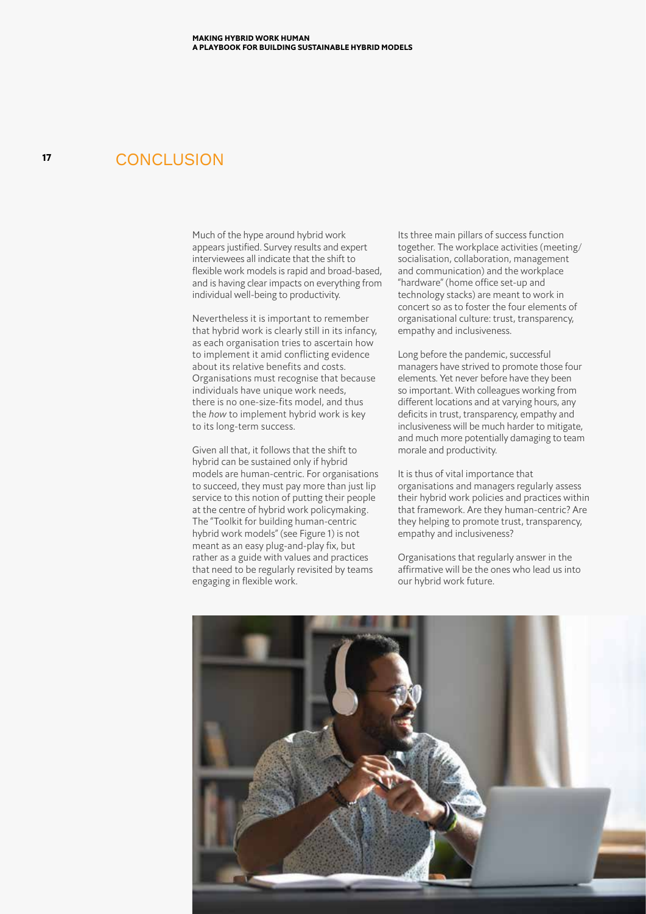# CONCLUSION

Much of the hype around hybrid work appears justified. Survey results and expert interviewees all indicate that the shift to flexible work models is rapid and broad-based, and is having clear impacts on everything from individual well-being to productivity.

Nevertheless it is important to remember that hybrid work is clearly still in its infancy, as each organisation tries to ascertain how to implement it amid conflicting evidence about its relative benefits and costs. Organisations must recognise that because individuals have unique work needs, there is no one-size-fits model, and thus the *how* to implement hybrid work is key to its long-term success.

Given all that, it follows that the shift to hybrid can be sustained only if hybrid models are human-centric. For organisations to succeed, they must pay more than just lip service to this notion of putting their people at the centre of hybrid work policymaking. The "Toolkit for building human-centric hybrid work models" (see Figure 1) is not meant as an easy plug-and-play fix, but rather as a guide with values and practices that need to be regularly revisited by teams engaging in flexible work.

Its three main pillars of success function together. The workplace activities (meeting/socialisation, collaboration, management and communication) and the workplace "hardware" (home office set-up and technology stacks) are meant to work in concert so as to foster the four elements of organisational culture: trust, transparency, empathy and inclusiveness.

Long before the pandemic, successful managers have strived to promote those four elements. Yet never before have they been so important. With colleagues working from different locations and at varying hours, any deficits in trust, transparency, empathy and inclusiveness will be much harder to mitigate, and much more potentially damaging to team morale and productivity.

It is thus of vital importance that organisations and managers regularly assess their hybrid work policies and practices within that framework. Are they human-centric? Are they helping to promote trust, transparency, empathy and inclusiveness?

Organisations that regularly answer in the affirmative will be the ones who lead us into our hybrid work future.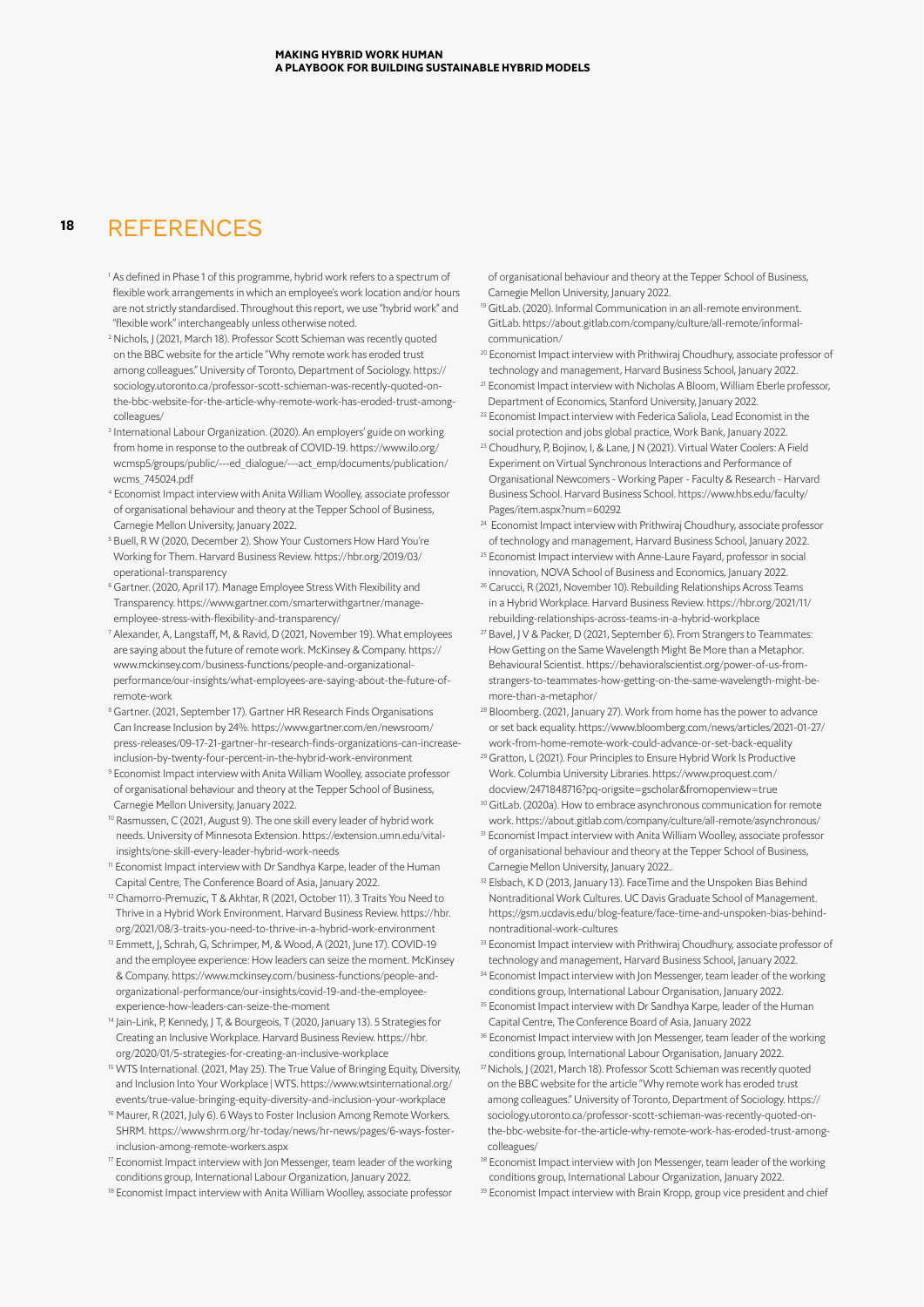# REFERENCES

[1] As defined in Phase 1 of this programme, hybrid work refers to a spectrum of flexible work arrangements in which an employee's work location and/or hours are not strictly standardised. Throughout this report, we use "hybrid work" and "flexible work" interchangeably unless otherwise noted.

[2] Nichols, J (2021, March 18). Professor Scott Schieman was recently quoted on the BBC website for the article "Why remote work has eroded trust among colleagues." University of Toronto, Department of Sociology. https://sociology.utoronto.ca/professor-scott-schieman-was-recently-quoted-on-the-bbc-website-for-the-article-why-remote-work-has-eroded-trust-among-colleagues/

[3] International Labour Organization. (2020). An employers' guide on working from home in response to the outbreak of COVID-19. https://www.ilo.org/wcmsp5/groups/public/---ed_dialogue/---act_emp/documents/publication/wcms_745024.pdf

[4] Economist Impact interview with Anita William Woolley, associate professor of organisational behaviour and theory at the Tepper School of Business, Carnegie Mellon University, January 2022.

[5] Buell, R W (2020, December 2). Show Your Customers How Hard You're Working for Them. Harvard Business Review. https://hbr.org/2019/03/operational-transparency

[6] Gartner. (2020, April 17). Manage Employee Stress With Flexibility and Transparency. https://www.gartner.com/smarterwithgartner/manage-employee-stress-with-flexibility-and-transparency/

[7] Alexander, A, Langstaff, M, & Ravid, D (2021, November 19). What employees are saying about the future of remote work. McKinsey & Company. https://www.mckinsey.com/business-functions/people-and-organizational-performance/our-insights/what-employees-are-saying-about-the-future-of-remote-work

[8] Gartner. (2021, September 17). Gartner HR Research Finds Organisations Can Increase Inclusion by 24%. https://www.gartner.com/en/newsroom/press-releases/09-17-21-gartner-hr-research-finds-organizations-can-increase-inclusion-by-twenty-four-percent-in-the-hybrid-work-environment

[9] Economist Impact interview with Anita William Woolley, associate professor of organisational behaviour and theory at the Tepper School of Business, Carnegie Mellon University, January 2022.

[10] Rasmussen, C (2021, August 9). The one skill every leader of hybrid work needs. University of Minnesota Extension. https://extension.umn.edu/vital-insights/one-skill-every-leader-hybrid-work-needs

[11] Economist Impact interview with Dr Sandhya Karpe, leader of the Human Capital Centre, The Conference Board of Asia, January 2022.

[12] Chamorro-Premuzic, T & Akhtar, R (2021, October 11). 3 Traits You Need to Thrive in a Hybrid Work Environment. Harvard Business Review. https://hbr.org/2021/08/3-traits-you-need-to-thrive-in-a-hybrid-work-environment

[13] Emmett, J, Schrah, G, Schrimper, M, & Wood, A (2021, June 17). COVID-19 and the employee experience: How leaders can seize the moment. McKinsey & Company. https://www.mckinsey.com/business-functions/people-and-organizational-performance/our-insights/covid-19-and-the-employee-experience-how-leaders-can-seize-the-moment

[14] Jain-Link, P, Kennedy, J T, & Bourgeois, T (2020, January 13). 5 Strategies for Creating an Inclusive Workplace. Harvard Business Review. https://hbr.org/2020/01/5-strategies-for-creating-an-inclusive-workplace

[15] WTS International. (2021, May 25). The True Value of Bringing Equity, Diversity, and Inclusion Into Your Workplace | WTS. https://www.wtsinternational.org/events/true-value-bringing-equity-diversity-and-inclusion-your-workplace

[16] Maurer, R (2021, July 6). 6 Ways to Foster Inclusion Among Remote Workers. SHRM. https://www.shrm.org/hr-today/news/hr-news/pages/6-ways-foster-inclusion-among-remote-workers.aspx

[17] Economist Impact interview with Jon Messenger, team leader of the working conditions group, International Labour Organization, January 2022.

[18] Economist Impact interview with Anita William Woolley, associate professor of organisational behaviour and theory at the Tepper School of Business, Carnegie Mellon University, January 2022.

[19] GitLab. (2020). Informal Communication in an all-remote environment. GitLab. https://about.gitlab.com/company/culture/all-remote/informal-communication/

[20] Economist Impact interview with Prithwiraj Choudhury, associate professor of technology and management, Harvard Business School, January 2022.

[21] Economist Impact interview with Nicholas A Bloom, William Eberle professor, Department of Economics, Stanford University, January 2022.

[22] Economist Impact interview with Federica Saliola, Lead Economist in the social protection and jobs global practice, Work Bank, January 2022.

[23] Choudhury, P, Bojinov, I, & Lane, J N (2021). Virtual Water Coolers: A Field Experiment on Virtual Synchronous Interactions and Performance of Organisational Newcomers - Working Paper - Faculty & Research - Harvard Business School. Harvard Business School. https://www.hbs.edu/faculty/Pages/item.aspx?num=60292

[24] Economist Impact interview with Prithwiraj Choudhury, associate professor of technology and management, Harvard Business School, January 2022.

[25] Economist Impact interview with Anne-Laure Fayard, professor in social innovation, NOVA School of Business and Economics, January 2022.

[26] Carucci, R (2021, November 10). Rebuilding Relationships Across Teams in a Hybrid Workplace. Harvard Business Review. https://hbr.org/2021/11/rebuilding-relationships-across-teams-in-a-hybrid-workplace

[27] Bavel, J V & Packer, D (2021, September 6). From Strangers to Teammates: How Getting on the Same Wavelength Might Be More than a Metaphor. Behavioural Scientist. https://behavioralscientist.org/power-of-us-from-strangers-to-teammates-how-getting-on-the-same-wavelength-might-be-more-than-a-metaphor/

[28] Bloomberg. (2021, January 27). Work from home has the power to advance or set back equality. https://www.bloomberg.com/news/articles/2021-01-27/work-from-home-remote-work-could-advance-or-set-back-equality

[29] Gratton, L (2021). Four Principles to Ensure Hybrid Work Is Productive Work. Columbia University Libraries. https://www.proquest.com/docview/2471848716?pq-origsite=gscholar&fromopenview=true

[30] GitLab. (2020a). How to embrace asynchronous communication for remote work. https://about.gitlab.com/company/culture/all-remote/asynchronous/

[31] Economist Impact interview with Anita William Woolley, associate professor of organisational behaviour and theory at the Tepper School of Business, Carnegie Mellon University, January 2022..

[32] Elsbach, K D (2013, January 13). FaceTime and the Unspoken Bias Behind Nontraditional Work Cultures. UC Davis Graduate School of Management. https://gsm.ucdavis.edu/blog-feature/face-time-and-unspoken-bias-behind-nontraditional-work-cultures

[33] Economist Impact interview with Prithwiraj Choudhury, associate professor of technology and management, Harvard Business School, January 2022.

[34] Economist Impact interview with Jon Messenger, team leader of the working conditions group, International Labour Organisation, January 2022.

[35] Economist Impact interview with Dr Sandhya Karpe, leader of the Human Capital Centre, The Conference Board of Asia, January 2022

[36] Economist Impact interview with Jon Messenger, team leader of the working conditions group, International Labour Organisation, January 2022.

[37] Nichols, J (2021, March 18). Professor Scott Schieman was recently quoted on the BBC website for the article "Why remote work has eroded trust among colleagues." University of Toronto, Department of Sociology. https://sociology.utoronto.ca/professor-scott-schieman-was-recently-quoted-on-the-bbc-website-for-the-article-why-remote-work-has-eroded-trust-among-colleagues/

[38] Economist Impact interview with Jon Messenger, team leader of the working conditions group, International Labour Organization, January 2022.

[39] Economist Impact interview with Brain Kropp, group vice president and chief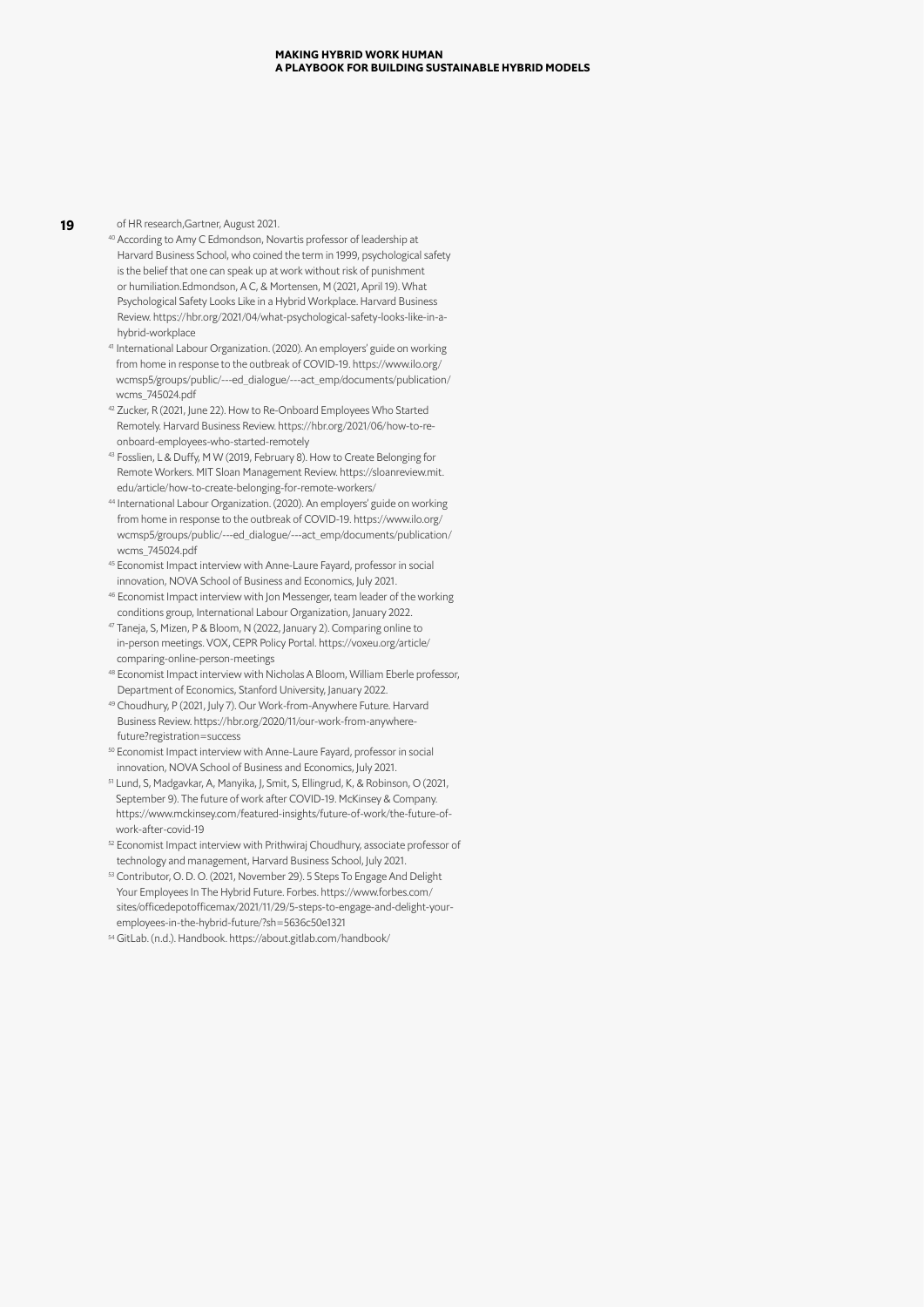of HR research,Gartner, August 2021.

[40] According to Amy C Edmondson, Novartis professor of leadership at Harvard Business School, who coined the term in 1999, psychological safety is the belief that one can speak up at work without risk of punishment or humiliation.Edmondson, A C, & Mortensen, M (2021, April 19). What Psychological Safety Looks Like in a Hybrid Workplace. Harvard Business Review. https://hbr.org/2021/04/what-psychological-safety-looks-like-in-a-hybrid-workplace

[41] International Labour Organization. (2020). An employers' guide on working from home in response to the outbreak of COVID-19. https://www.ilo.org/wcmsp5/groups/public/---ed_dialogue/---act_emp/documents/publication/wcms_745024.pdf

[42] Zucker, R (2021, June 22). How to Re-Onboard Employees Who Started Remotely. Harvard Business Review. https://hbr.org/2021/06/how-to-re-onboard-employees-who-started-remotely

[43] Fosslien, L & Duffy, M W (2019, February 8). How to Create Belonging for Remote Workers. MIT Sloan Management Review. https://sloanreview.mit.edu/article/how-to-create-belonging-for-remote-workers/

[44] International Labour Organization. (2020). An employers' guide on working from home in response to the outbreak of COVID-19. https://www.ilo.org/wcmsp5/groups/public/---ed_dialogue/---act_emp/documents/publication/wcms_745024.pdf

[45] Economist Impact interview with Anne-Laure Fayard, professor in social innovation, NOVA School of Business and Economics, July 2021.

[46] Economist Impact interview with Jon Messenger, team leader of the working conditions group, International Labour Organization, January 2022.

[47] Taneja, S, Mizen, P & Bloom, N (2022, January 2). Comparing online to in-person meetings. VOX, CEPR Policy Portal. https://voxeu.org/article/comparing-online-person-meetings

[48] Economist Impact interview with Nicholas A Bloom, William Eberle professor, Department of Economics, Stanford University, January 2022.

[49] Choudhury, P (2021, July 7). Our Work-from-Anywhere Future. Harvard Business Review. https://hbr.org/2020/11/our-work-from-anywhere-future?registration=success

[50] Economist Impact interview with Anne-Laure Fayard, professor in social innovation, NOVA School of Business and Economics, July 2021.

[51] Lund, S, Madgavkar, A, Manyika, J, Smit, S, Ellingrud, K, & Robinson, O (2021, September 9). The future of work after COVID-19. McKinsey & Company. https://www.mckinsey.com/featured-insights/future-of-work/the-future-of-work-after-covid-19

[52] Economist Impact interview with Prithwiraj Choudhury, associate professor of technology and management, Harvard Business School, July 2021.

[53] Contributor, O. D. O. (2021, November 29). 5 Steps To Engage And Delight Your Employees In The Hybrid Future. Forbes. https://www.forbes.com/sites/officedepotofficemax/2021/11/29/5-steps-to-engage-and-delight-your-employees-in-the-hybrid-future/?sh=5636c50e1321

[54] GitLab. (n.d.). Handbook. https://about.gitlab.com/handbook/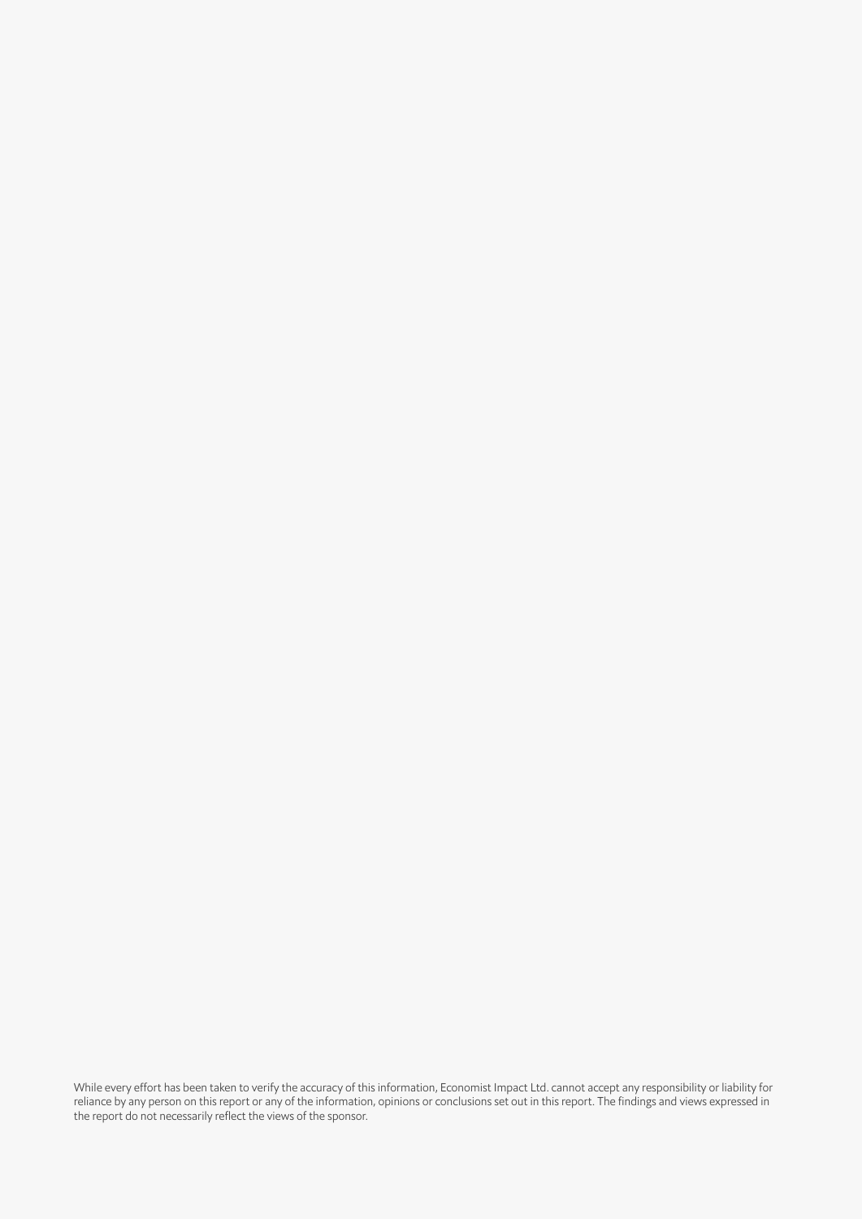While every effort has been taken to verify the accuracy of this information, Economist Impact Ltd. cannot accept any responsibility or liability for reliance by any person on this report or any of the information, opinions or conclusions set out in this report. The findings and views expressed in the report do not necessarily reflect the views of the sponsor.